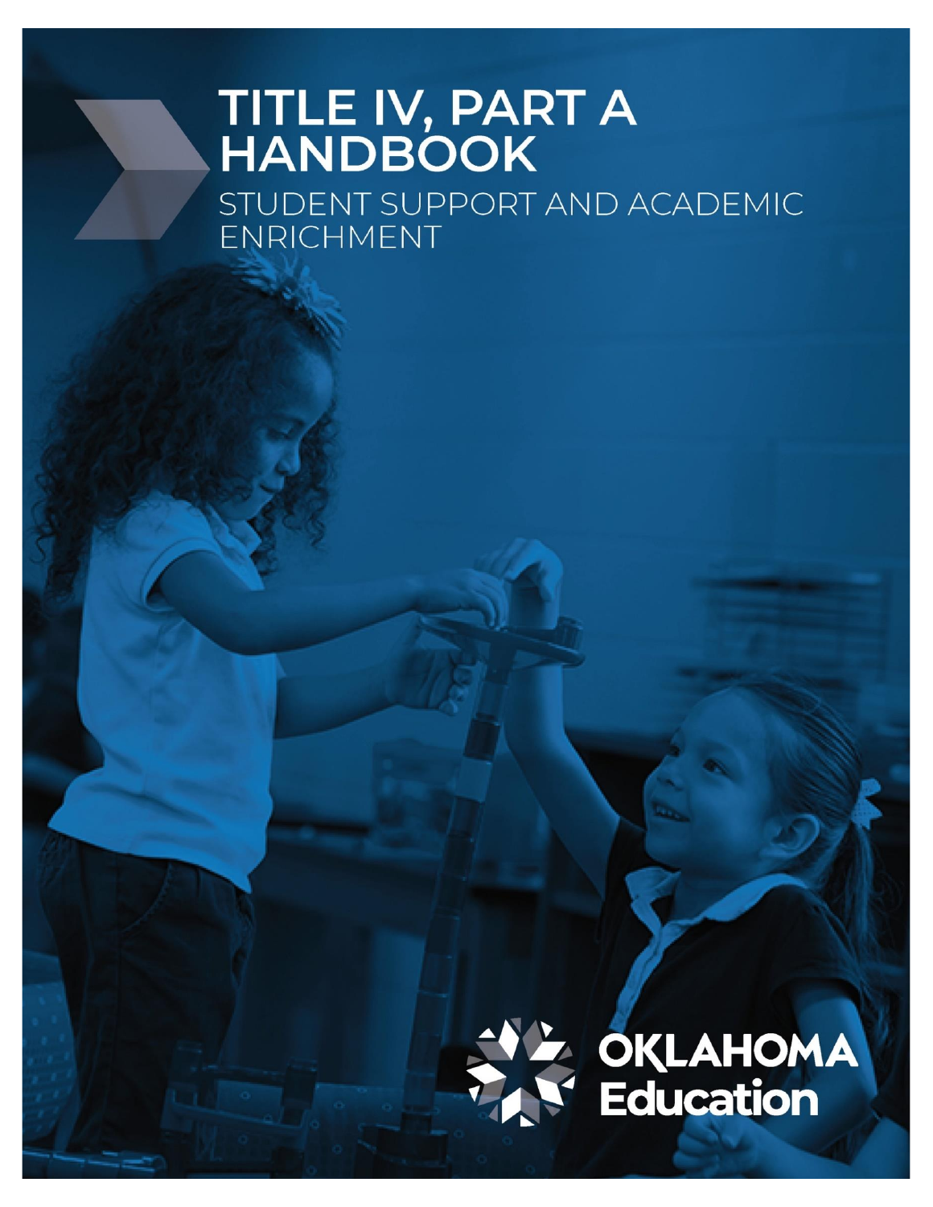# TITLE IV, PART A HANDBOOK

## STUDENT SUPPORT AND ACADEMIC ENRICHMENT

OKLAHOMA Education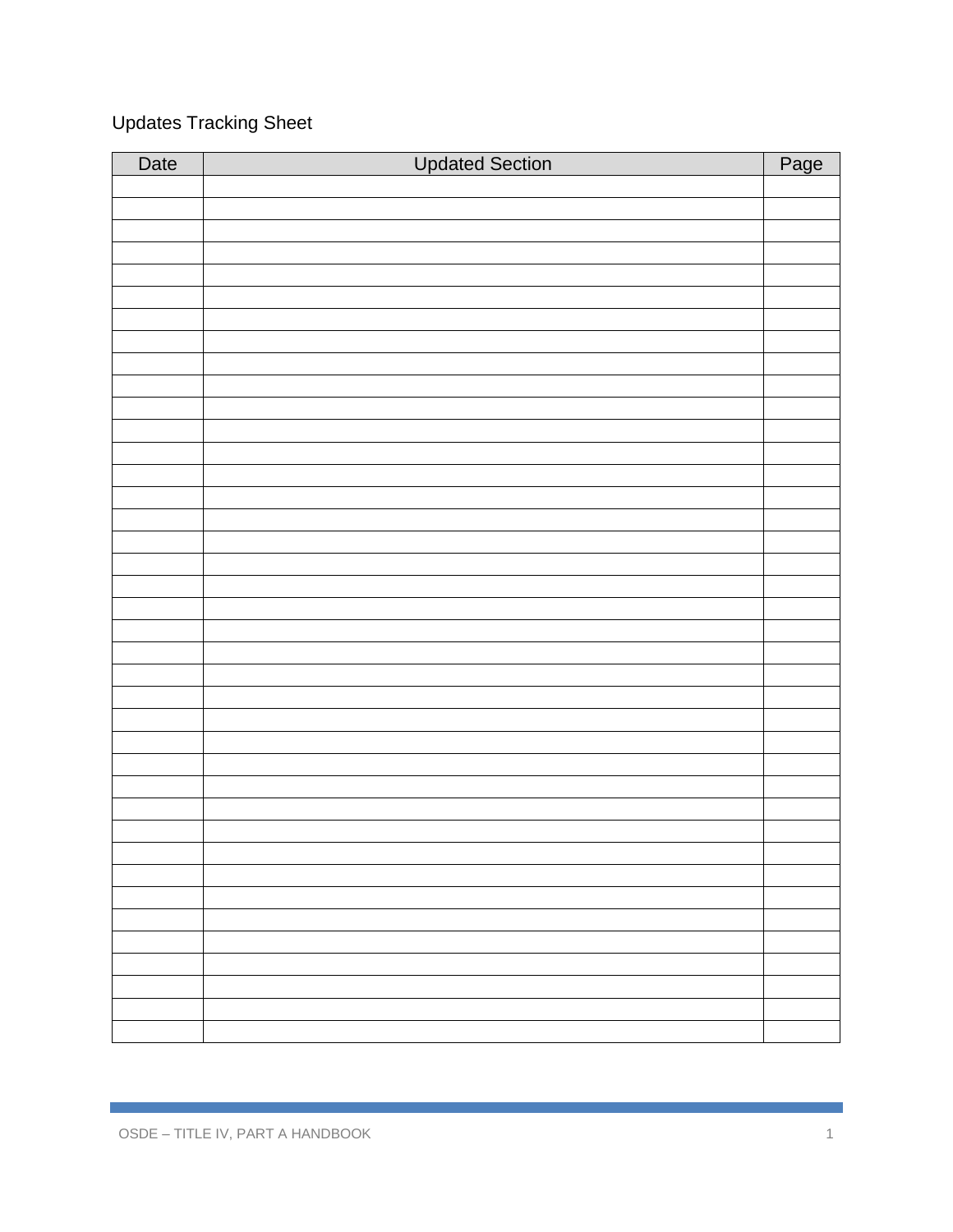Updates Tracking Sheet

| Date | Updated Section | Page |
| --- | --- | --- |
| | | |
| | | |
| | | |
| | | |
| | | |
| | | |
| | | |
| | | |
| | | |
| | | |
| | | |
| | | |
| | | |
| | | |
| | | |
| | | |
| | | |
| | | |
| | | |
| | | |
| | | |
| | | |
| | | |
| | | |
| | | |
| | | |
| | | |
| | | |
| | | |
| | | |
| | | |
| | | |
| | | |
| | | |
| | | |
| | | |
| | | |
| | | |
| | | |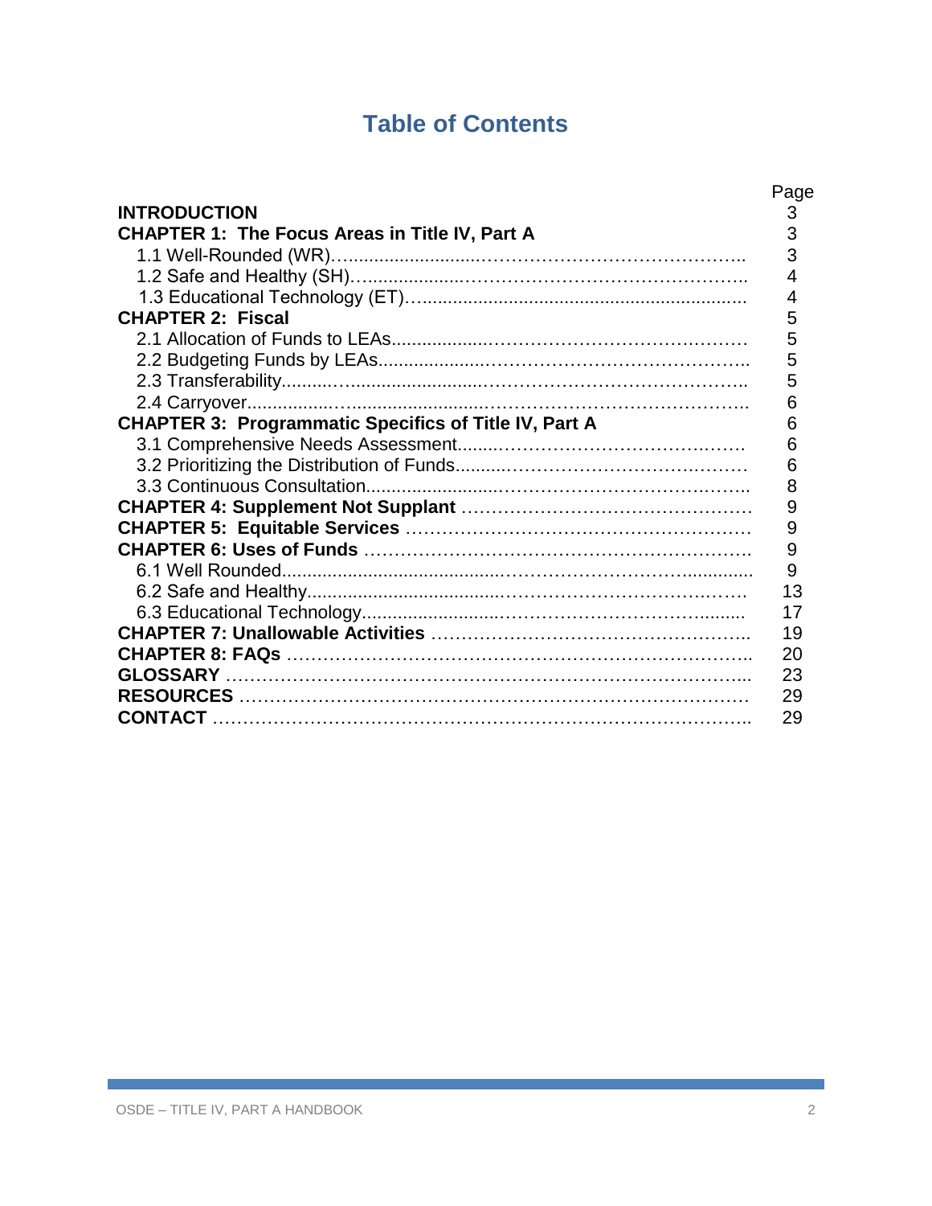# Table of Contents

| | Page |
|---|---|
| **INTRODUCTION** | 3 |
| **CHAPTER 1: The Focus Areas in Title IV, Part A** | 3 |
| 1.1 Well-Rounded (WR) | 3 |
| 1.2 Safe and Healthy (SH) | 4 |
| 1.3 Educational Technology (ET) | 4 |
| **CHAPTER 2: Fiscal** | 5 |
| 2.1 Allocation of Funds to LEAs | 5 |
| 2.2 Budgeting Funds by LEAs | 5 |
| 2.3 Transferability | 5 |
| 2.4 Carryover | 6 |
| **CHAPTER 3: Programmatic Specifics of Title IV, Part A** | 6 |
| 3.1 Comprehensive Needs Assessment | 6 |
| 3.2 Prioritizing the Distribution of Funds | 6 |
| 3.3 Continuous Consultation | 8 |
| **CHAPTER 4: Supplement Not Supplant** | 9 |
| **CHAPTER 5: Equitable Services** | 9 |
| **CHAPTER 6: Uses of Funds** | 9 |
| 6.1 Well Rounded | 9 |
| 6.2 Safe and Healthy | 13 |
| 6.3 Educational Technology | 17 |
| **CHAPTER 7: Unallowable Activities** | 19 |
| **CHAPTER 8: FAQs** | 20 |
| **GLOSSARY** | 23 |
| **RESOURCES** | 29 |
| **CONTACT** | 29 |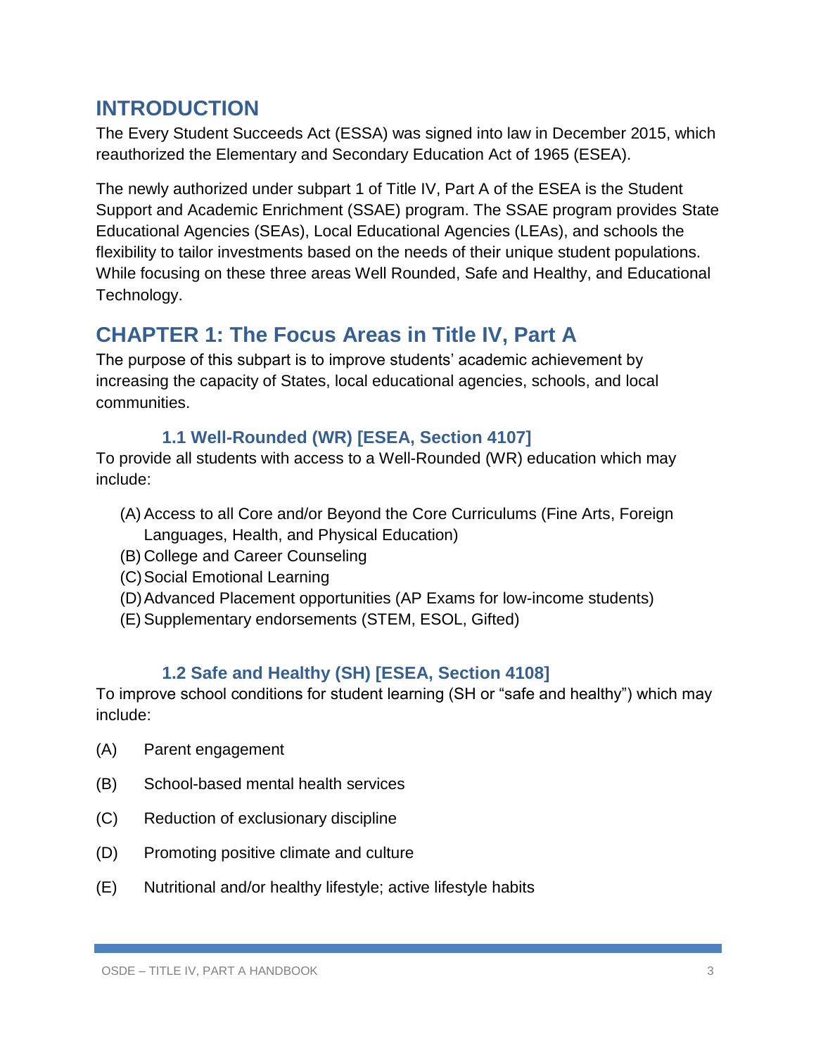# INTRODUCTION

The Every Student Succeeds Act (ESSA) was signed into law in December 2015, which reauthorized the Elementary and Secondary Education Act of 1965 (ESEA).

The newly authorized under subpart 1 of Title IV, Part A of the ESEA is the Student Support and Academic Enrichment (SSAE) program. The SSAE program provides State Educational Agencies (SEAs), Local Educational Agencies (LEAs), and schools the flexibility to tailor investments based on the needs of their unique student populations. While focusing on these three areas Well Rounded, Safe and Healthy, and Educational Technology.

# CHAPTER 1: The Focus Areas in Title IV, Part A

The purpose of this subpart is to improve students' academic achievement by increasing the capacity of States, local educational agencies, schools, and local communities.

## 1.1 Well-Rounded (WR) [ESEA, Section 4107]

To provide all students with access to a Well-Rounded (WR) education which may include:

(A) Access to all Core and/or Beyond the Core Curriculums (Fine Arts, Foreign Languages, Health, and Physical Education)
(B) College and Career Counseling
(C) Social Emotional Learning
(D) Advanced Placement opportunities (AP Exams for low-income students)
(E) Supplementary endorsements (STEM, ESOL, Gifted)

## 1.2 Safe and Healthy (SH) [ESEA, Section 4108]

To improve school conditions for student learning (SH or "safe and healthy") which may include:

(A) Parent engagement

(B) School-based mental health services

(C) Reduction of exclusionary discipline

(D) Promoting positive climate and culture

(E) Nutritional and/or healthy lifestyle; active lifestyle habits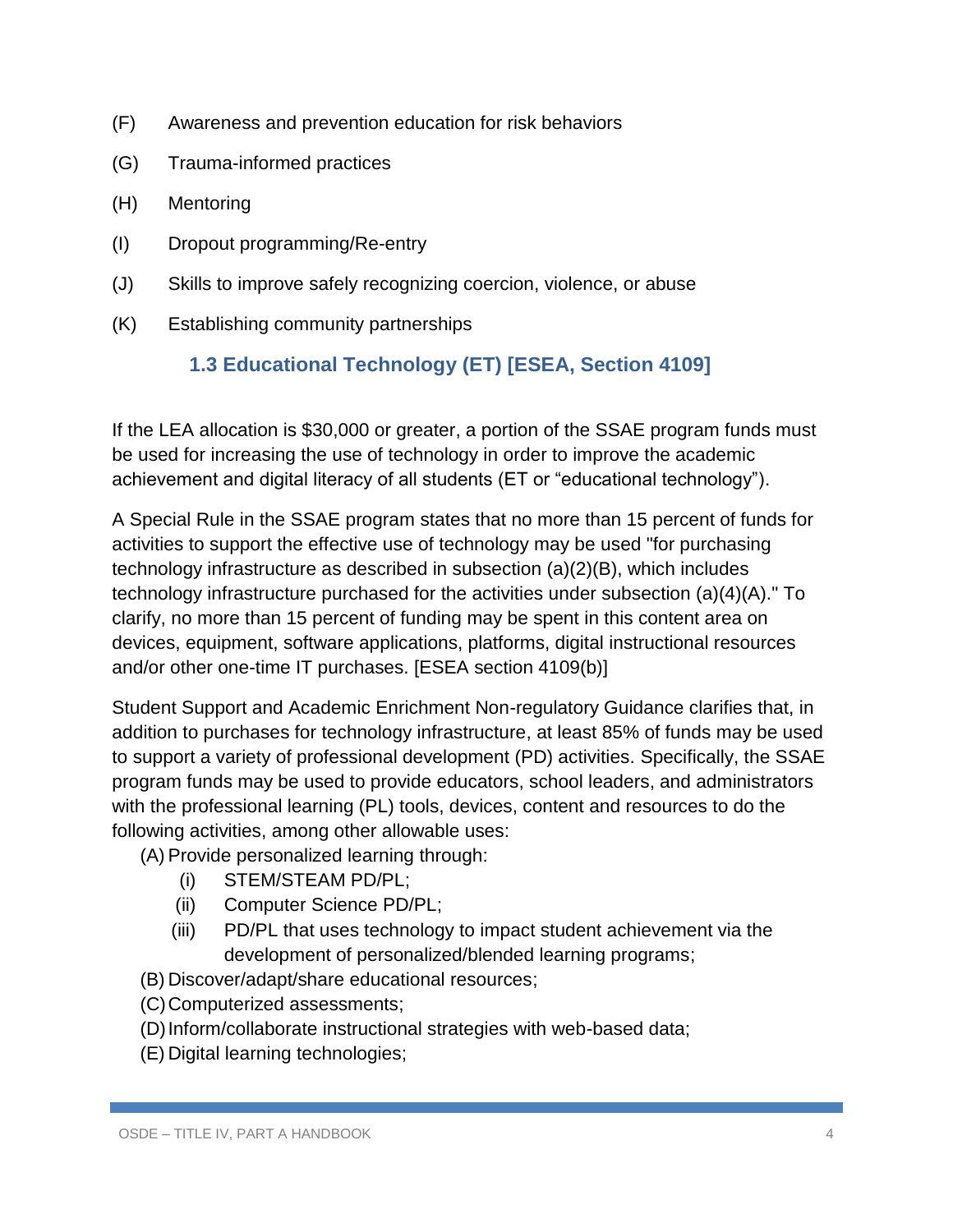(F) Awareness and prevention education for risk behaviors

(G) Trauma-informed practices

(H) Mentoring

(I) Dropout programming/Re-entry

(J) Skills to improve safely recognizing coercion, violence, or abuse

(K) Establishing community partnerships

### 1.3 Educational Technology (ET) [ESEA, Section 4109]

If the LEA allocation is $30,000 or greater, a portion of the SSAE program funds must be used for increasing the use of technology in order to improve the academic achievement and digital literacy of all students (ET or "educational technology").

A Special Rule in the SSAE program states that no more than 15 percent of funds for activities to support the effective use of technology may be used "for purchasing technology infrastructure as described in subsection (a)(2)(B), which includes technology infrastructure purchased for the activities under subsection (a)(4)(A)." To clarify, no more than 15 percent of funding may be spent in this content area on devices, equipment, software applications, platforms, digital instructional resources and/or other one-time IT purchases. [ESEA section 4109(b)]

Student Support and Academic Enrichment Non-regulatory Guidance clarifies that, in addition to purchases for technology infrastructure, at least 85% of funds may be used to support a variety of professional development (PD) activities. Specifically, the SSAE program funds may be used to provide educators, school leaders, and administrators with the professional learning (PL) tools, devices, content and resources to do the following activities, among other allowable uses:

(A) Provide personalized learning through:
  - (i) STEM/STEAM PD/PL;
  - (ii) Computer Science PD/PL;
  - (iii) PD/PL that uses technology to impact student achievement via the development of personalized/blended learning programs;

(B) Discover/adapt/share educational resources;

(C) Computerized assessments;

(D) Inform/collaborate instructional strategies with web-based data;

(E) Digital learning technologies;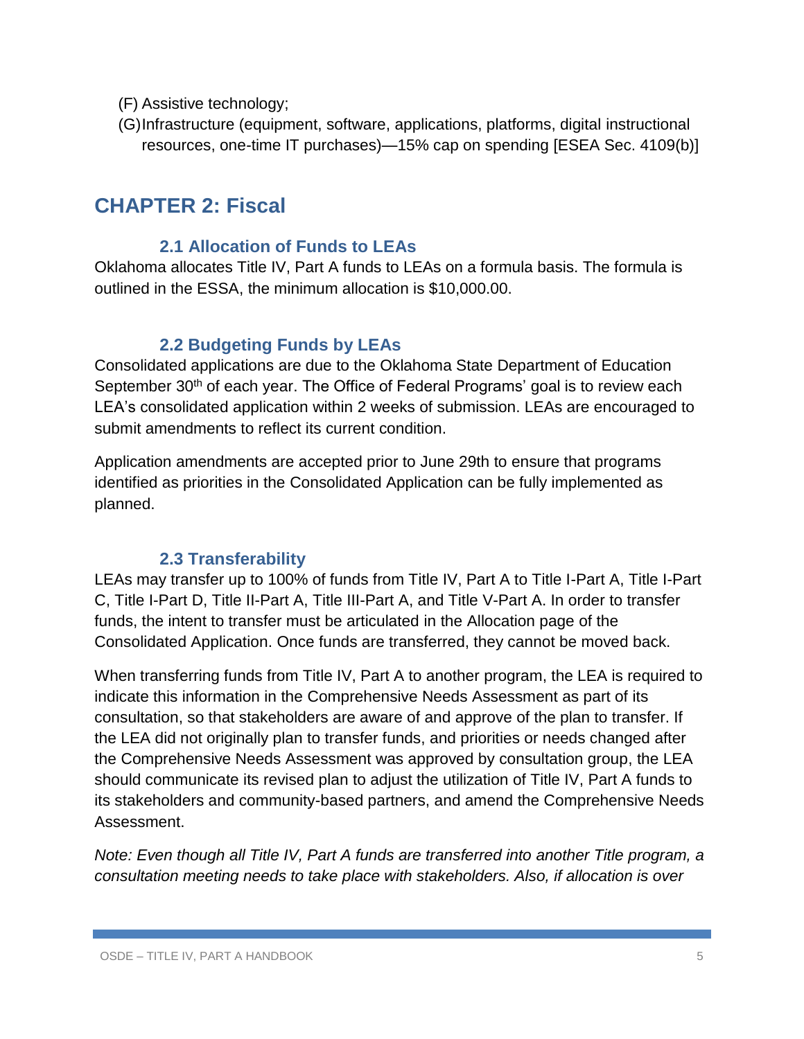(F) Assistive technology;

(G) Infrastructure (equipment, software, applications, platforms, digital instructional resources, one-time IT purchases)—15% cap on spending [ESEA Sec. 4109(b)]

# CHAPTER 2: Fiscal

## 2.1 Allocation of Funds to LEAs

Oklahoma allocates Title IV, Part A funds to LEAs on a formula basis. The formula is outlined in the ESSA, the minimum allocation is $10,000.00.

## 2.2 Budgeting Funds by LEAs

Consolidated applications are due to the Oklahoma State Department of Education September 30th of each year. The Office of Federal Programs' goal is to review each LEA's consolidated application within 2 weeks of submission. LEAs are encouraged to submit amendments to reflect its current condition.

Application amendments are accepted prior to June 29th to ensure that programs identified as priorities in the Consolidated Application can be fully implemented as planned.

## 2.3 Transferability

LEAs may transfer up to 100% of funds from Title IV, Part A to Title I-Part A, Title I-Part C, Title I-Part D, Title II-Part A, Title III-Part A, and Title V-Part A. In order to transfer funds, the intent to transfer must be articulated in the Allocation page of the Consolidated Application. Once funds are transferred, they cannot be moved back.

When transferring funds from Title IV, Part A to another program, the LEA is required to indicate this information in the Comprehensive Needs Assessment as part of its consultation, so that stakeholders are aware of and approve of the plan to transfer. If the LEA did not originally plan to transfer funds, and priorities or needs changed after the Comprehensive Needs Assessment was approved by consultation group, the LEA should communicate its revised plan to adjust the utilization of Title IV, Part A funds to its stakeholders and community-based partners, and amend the Comprehensive Needs Assessment.

*Note: Even though all Title IV, Part A funds are transferred into another Title program, a consultation meeting needs to take place with stakeholders. Also, if allocation is over*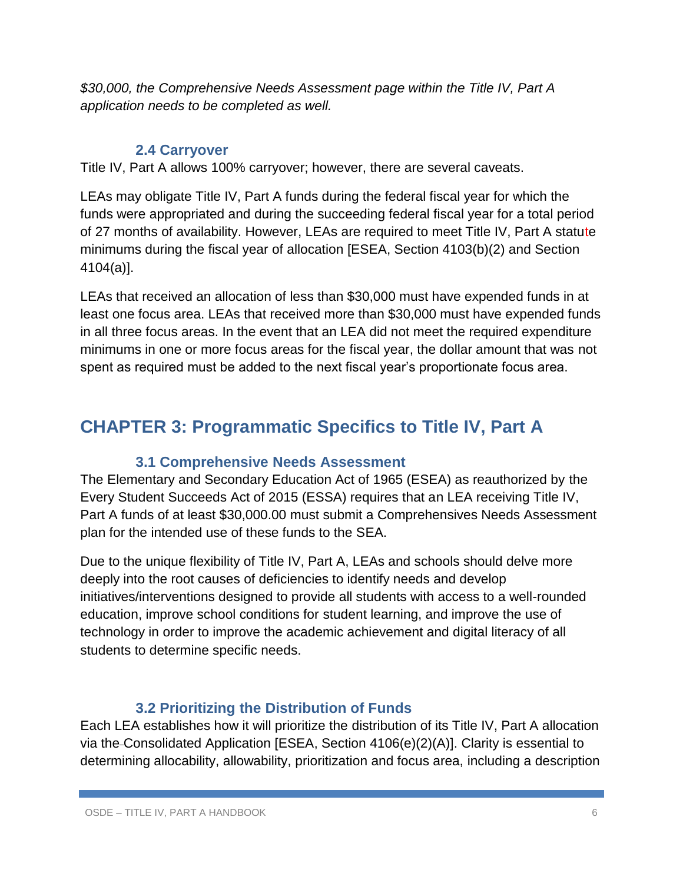*$30,000, the Comprehensive Needs Assessment page within the Title IV, Part A application needs to be completed as well.*

### 2.4 Carryover

Title IV, Part A allows 100% carryover; however, there are several caveats.

LEAs may obligate Title IV, Part A funds during the federal fiscal year for which the funds were appropriated and during the succeeding federal fiscal year for a total period of 27 months of availability. However, LEAs are required to meet Title IV, Part A statute minimums during the fiscal year of allocation [ESEA, Section 4103(b)(2) and Section 4104(a)].

LEAs that received an allocation of less than $30,000 must have expended funds in at least one focus area. LEAs that received more than $30,000 must have expended funds in all three focus areas. In the event that an LEA did not meet the required expenditure minimums in one or more focus areas for the fiscal year, the dollar amount that was not spent as required must be added to the next fiscal year's proportionate focus area.

## CHAPTER 3: Programmatic Specifics to Title IV, Part A

### 3.1 Comprehensive Needs Assessment

The Elementary and Secondary Education Act of 1965 (ESEA) as reauthorized by the Every Student Succeeds Act of 2015 (ESSA) requires that an LEA receiving Title IV, Part A funds of at least $30,000.00 must submit a Comprehensives Needs Assessment plan for the intended use of these funds to the SEA.

Due to the unique flexibility of Title IV, Part A, LEAs and schools should delve more deeply into the root causes of deficiencies to identify needs and develop initiatives/interventions designed to provide all students with access to a well-rounded education, improve school conditions for student learning, and improve the use of technology in order to improve the academic achievement and digital literacy of all students to determine specific needs.

### 3.2 Prioritizing the Distribution of Funds

Each LEA establishes how it will prioritize the distribution of its Title IV, Part A allocation via the Consolidated Application [ESEA, Section 4106(e)(2)(A)]. Clarity is essential to determining allocability, allowability, prioritization and focus area, including a description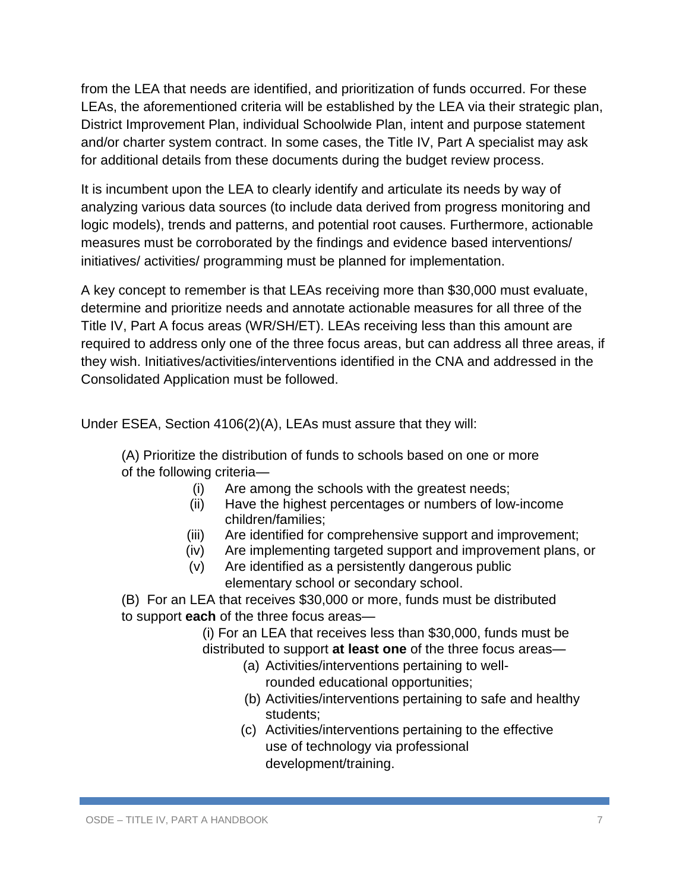from the LEA that needs are identified, and prioritization of funds occurred. For these LEAs, the aforementioned criteria will be established by the LEA via their strategic plan, District Improvement Plan, individual Schoolwide Plan, intent and purpose statement and/or charter system contract. In some cases, the Title IV, Part A specialist may ask for additional details from these documents during the budget review process.

It is incumbent upon the LEA to clearly identify and articulate its needs by way of analyzing various data sources (to include data derived from progress monitoring and logic models), trends and patterns, and potential root causes. Furthermore, actionable measures must be corroborated by the findings and evidence based interventions/ initiatives/ activities/ programming must be planned for implementation.

A key concept to remember is that LEAs receiving more than $30,000 must evaluate, determine and prioritize needs and annotate actionable measures for all three of the Title IV, Part A focus areas (WR/SH/ET). LEAs receiving less than this amount are required to address only one of the three focus areas, but can address all three areas, if they wish. Initiatives/activities/interventions identified in the CNA and addressed in the Consolidated Application must be followed.

Under ESEA, Section 4106(2)(A), LEAs must assure that they will:

> (A) Prioritize the distribution of funds to schools based on one or more of the following criteria—
>
> (i) Are among the schools with the greatest needs;
> (ii) Have the highest percentages or numbers of low-income children/families;
> (iii) Are identified for comprehensive support and improvement;
> (iv) Are implementing targeted support and improvement plans, or
> (v) Are identified as a persistently dangerous public elementary school or secondary school.
>
> (B) For an LEA that receives $30,000 or more, funds must be distributed to support **each** of the three focus areas—
>
> (i) For an LEA that receives less than $30,000, funds must be distributed to support **at least one** of the three focus areas—
>
> (a) Activities/interventions pertaining to well-rounded educational opportunities;
> (b) Activities/interventions pertaining to safe and healthy students;
> (c) Activities/interventions pertaining to the effective use of technology via professional development/training.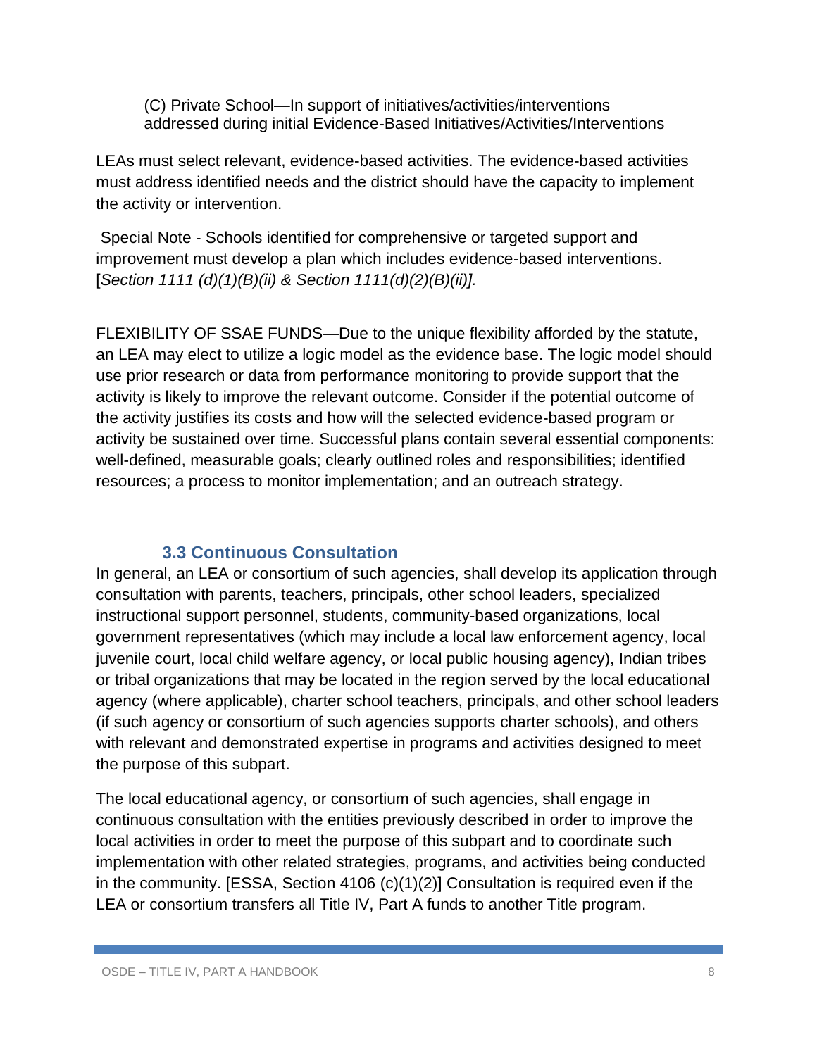(C) Private School—In support of initiatives/activities/interventions addressed during initial Evidence-Based Initiatives/Activities/Interventions

LEAs must select relevant, evidence-based activities. The evidence-based activities must address identified needs and the district should have the capacity to implement the activity or intervention.

Special Note - Schools identified for comprehensive or targeted support and improvement must develop a plan which includes evidence-based interventions. [*Section 1111 (d)(1)(B)(ii) & Section 1111(d)(2)(B)(ii)].*

FLEXIBILITY OF SSAE FUNDS—Due to the unique flexibility afforded by the statute, an LEA may elect to utilize a logic model as the evidence base. The logic model should use prior research or data from performance monitoring to provide support that the activity is likely to improve the relevant outcome. Consider if the potential outcome of the activity justifies its costs and how will the selected evidence-based program or activity be sustained over time. Successful plans contain several essential components: well-defined, measurable goals; clearly outlined roles and responsibilities; identified resources; a process to monitor implementation; and an outreach strategy.

### 3.3 Continuous Consultation

In general, an LEA or consortium of such agencies, shall develop its application through consultation with parents, teachers, principals, other school leaders, specialized instructional support personnel, students, community-based organizations, local government representatives (which may include a local law enforcement agency, local juvenile court, local child welfare agency, or local public housing agency), Indian tribes or tribal organizations that may be located in the region served by the local educational agency (where applicable), charter school teachers, principals, and other school leaders (if such agency or consortium of such agencies supports charter schools), and others with relevant and demonstrated expertise in programs and activities designed to meet the purpose of this subpart.

The local educational agency, or consortium of such agencies, shall engage in continuous consultation with the entities previously described in order to improve the local activities in order to meet the purpose of this subpart and to coordinate such implementation with other related strategies, programs, and activities being conducted in the community. [ESSA, Section 4106 (c)(1)(2)] Consultation is required even if the LEA or consortium transfers all Title IV, Part A funds to another Title program.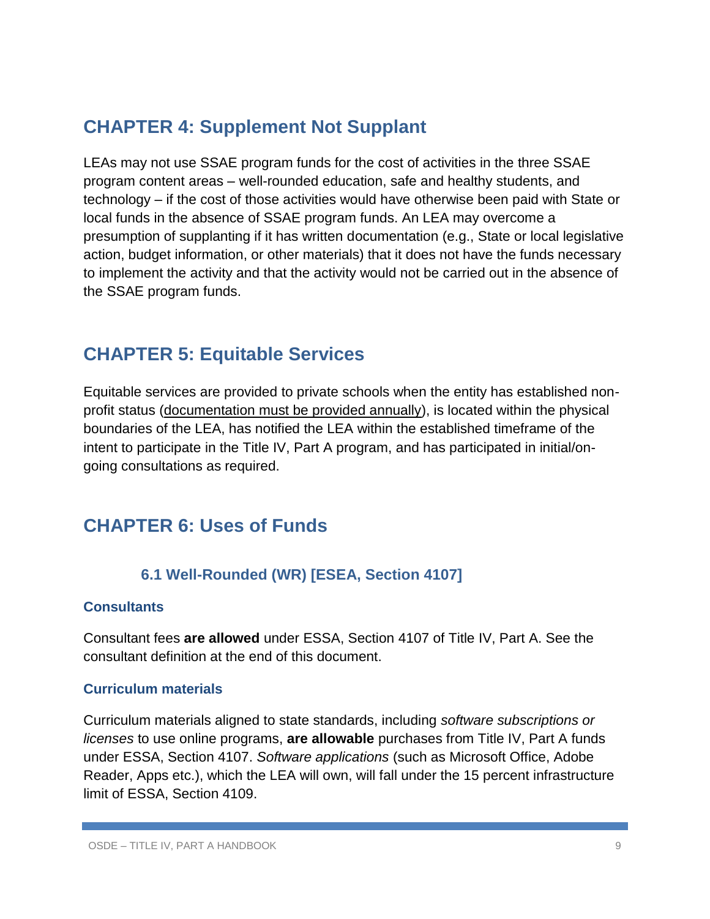## CHAPTER 4: Supplement Not Supplant

LEAs may not use SSAE program funds for the cost of activities in the three SSAE program content areas – well-rounded education, safe and healthy students, and technology – if the cost of those activities would have otherwise been paid with State or local funds in the absence of SSAE program funds. An LEA may overcome a presumption of supplanting if it has written documentation (e.g., State or local legislative action, budget information, or other materials) that it does not have the funds necessary to implement the activity and that the activity would not be carried out in the absence of the SSAE program funds.

## CHAPTER 5: Equitable Services

Equitable services are provided to private schools when the entity has established non-profit status (<u>documentation must be provided annually</u>), is located within the physical boundaries of the LEA, has notified the LEA within the established timeframe of the intent to participate in the Title IV, Part A program, and has participated in initial/on-going consultations as required.

## CHAPTER 6: Uses of Funds

### 6.1 Well-Rounded (WR) [ESEA, Section 4107]

#### Consultants

Consultant fees **are allowed** under ESSA, Section 4107 of Title IV, Part A. See the consultant definition at the end of this document.

#### Curriculum materials

Curriculum materials aligned to state standards, including *software subscriptions or licenses* to use online programs, **are allowable** purchases from Title IV, Part A funds under ESSA, Section 4107. *Software applications* (such as Microsoft Office, Adobe Reader, Apps etc.), which the LEA will own, will fall under the 15 percent infrastructure limit of ESSA, Section 4109.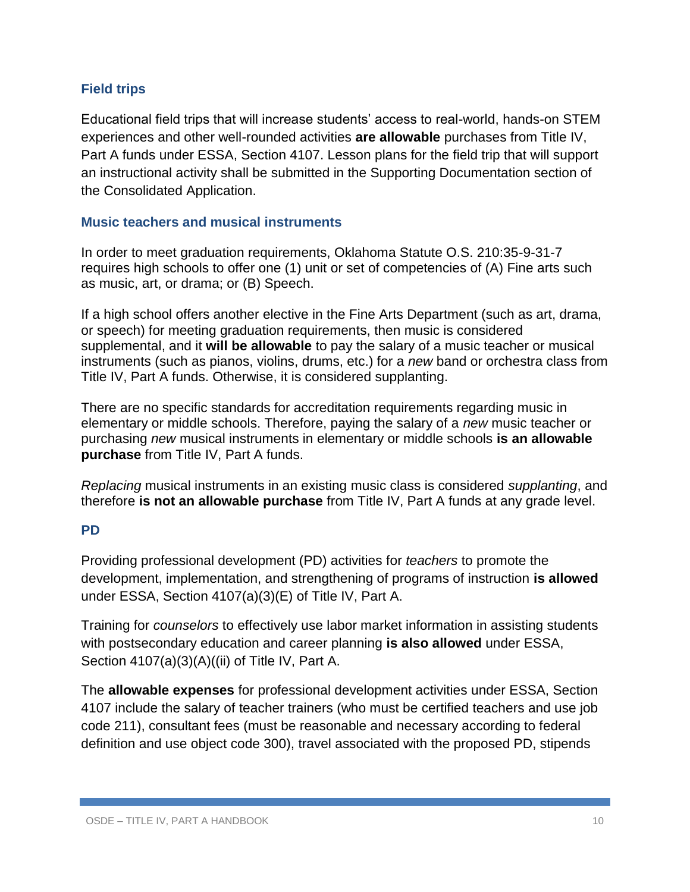### Field trips

Educational field trips that will increase students' access to real-world, hands-on STEM experiences and other well-rounded activities **are allowable** purchases from Title IV, Part A funds under ESSA, Section 4107. Lesson plans for the field trip that will support an instructional activity shall be submitted in the Supporting Documentation section of the Consolidated Application.

### Music teachers and musical instruments

In order to meet graduation requirements, Oklahoma Statute O.S. 210:35-9-31-7 requires high schools to offer one (1) unit or set of competencies of (A) Fine arts such as music, art, or drama; or (B) Speech.

If a high school offers another elective in the Fine Arts Department (such as art, drama, or speech) for meeting graduation requirements, then music is considered supplemental, and it **will be allowable** to pay the salary of a music teacher or musical instruments (such as pianos, violins, drums, etc.) for a *new* band or orchestra class from Title IV, Part A funds. Otherwise, it is considered supplanting.

There are no specific standards for accreditation requirements regarding music in elementary or middle schools. Therefore, paying the salary of a *new* music teacher or purchasing *new* musical instruments in elementary or middle schools **is an allowable purchase** from Title IV, Part A funds.

*Replacing* musical instruments in an existing music class is considered *supplanting*, and therefore **is not an allowable purchase** from Title IV, Part A funds at any grade level.

### PD

Providing professional development (PD) activities for *teachers* to promote the development, implementation, and strengthening of programs of instruction **is allowed** under ESSA, Section 4107(a)(3)(E) of Title IV, Part A.

Training for *counselors* to effectively use labor market information in assisting students with postsecondary education and career planning **is also allowed** under ESSA, Section 4107(a)(3)(A)((ii) of Title IV, Part A.

The **allowable expenses** for professional development activities under ESSA, Section 4107 include the salary of teacher trainers (who must be certified teachers and use job code 211), consultant fees (must be reasonable and necessary according to federal definition and use object code 300), travel associated with the proposed PD, stipends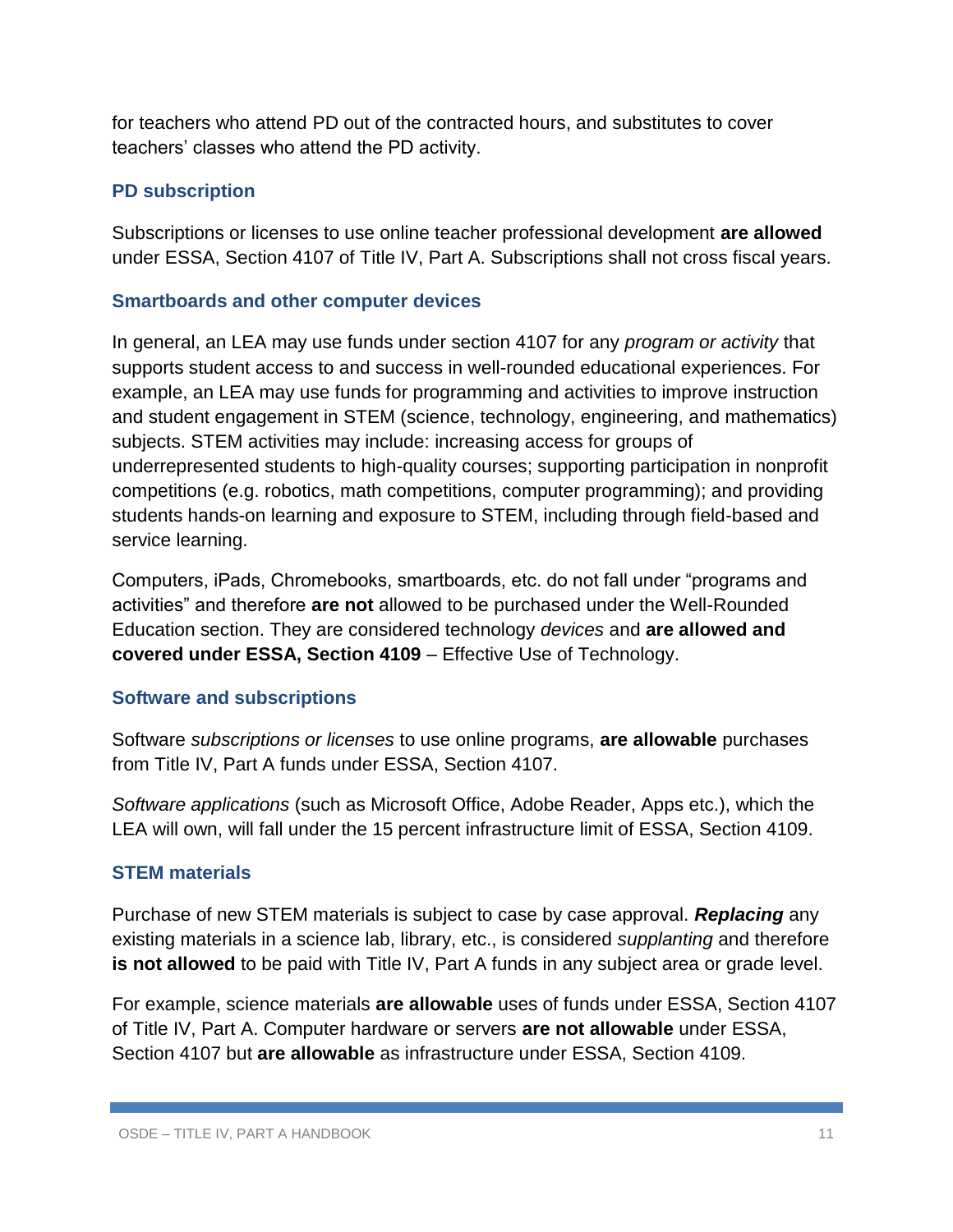for teachers who attend PD out of the contracted hours, and substitutes to cover teachers' classes who attend the PD activity.

### PD subscription

Subscriptions or licenses to use online teacher professional development **are allowed** under ESSA, Section 4107 of Title IV, Part A. Subscriptions shall not cross fiscal years.

### Smartboards and other computer devices

In general, an LEA may use funds under section 4107 for any *program or activity* that supports student access to and success in well-rounded educational experiences. For example, an LEA may use funds for programming and activities to improve instruction and student engagement in STEM (science, technology, engineering, and mathematics) subjects. STEM activities may include: increasing access for groups of underrepresented students to high-quality courses; supporting participation in nonprofit competitions (e.g. robotics, math competitions, computer programming); and providing students hands-on learning and exposure to STEM, including through field-based and service learning.

Computers, iPads, Chromebooks, smartboards, etc. do not fall under "programs and activities" and therefore **are not** allowed to be purchased under the Well-Rounded Education section. They are considered technology *devices* and **are allowed and covered under ESSA, Section 4109** – Effective Use of Technology.

### Software and subscriptions

Software *subscriptions or licenses* to use online programs, **are allowable** purchases from Title IV, Part A funds under ESSA, Section 4107.

*Software applications* (such as Microsoft Office, Adobe Reader, Apps etc.), which the LEA will own, will fall under the 15 percent infrastructure limit of ESSA, Section 4109.

### STEM materials

Purchase of new STEM materials is subject to case by case approval. ***Replacing*** any existing materials in a science lab, library, etc., is considered *supplanting* and therefore **is not allowed** to be paid with Title IV, Part A funds in any subject area or grade level.

For example, science materials **are allowable** uses of funds under ESSA, Section 4107 of Title IV, Part A. Computer hardware or servers **are not allowable** under ESSA, Section 4107 but **are allowable** as infrastructure under ESSA, Section 4109.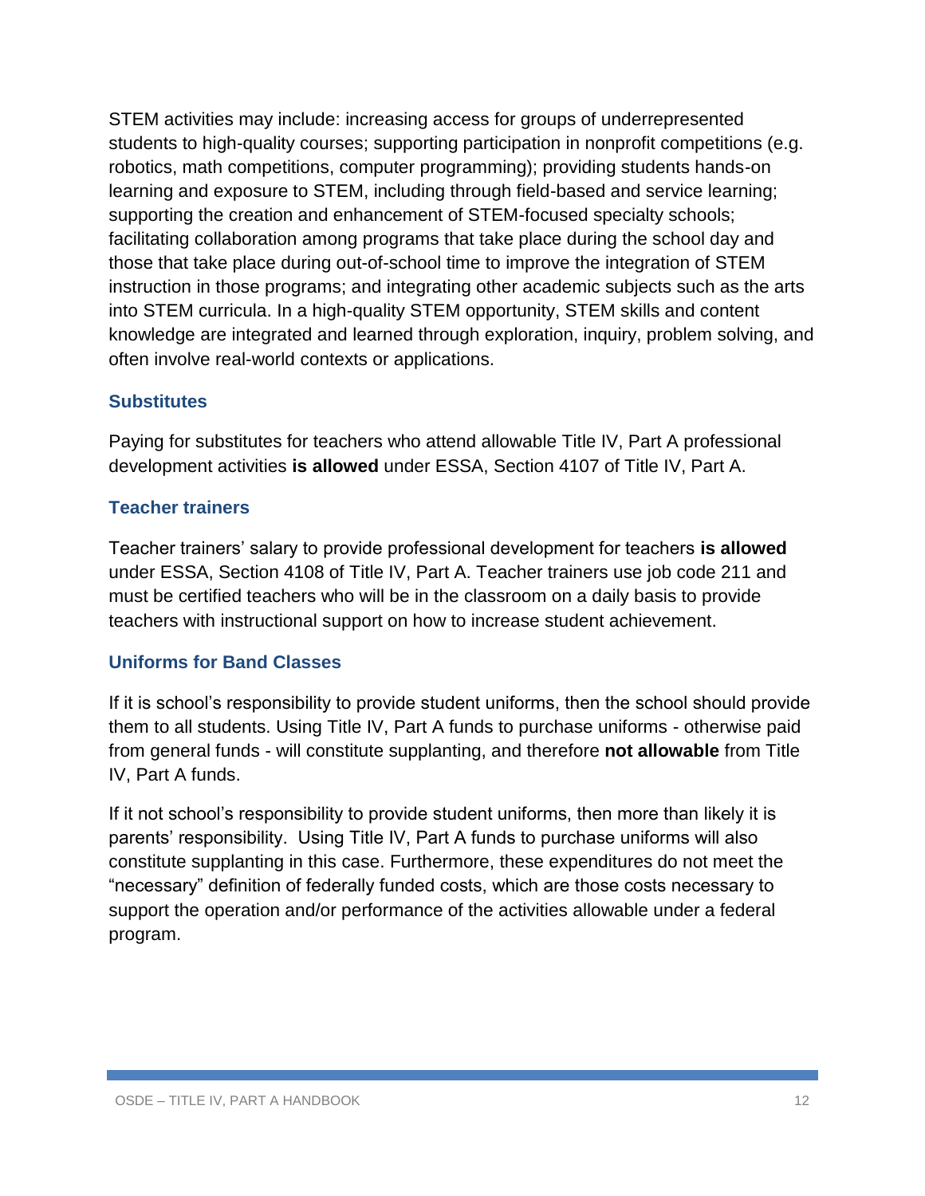STEM activities may include: increasing access for groups of underrepresented students to high-quality courses; supporting participation in nonprofit competitions (e.g. robotics, math competitions, computer programming); providing students hands-on learning and exposure to STEM, including through field-based and service learning; supporting the creation and enhancement of STEM-focused specialty schools; facilitating collaboration among programs that take place during the school day and those that take place during out-of-school time to improve the integration of STEM instruction in those programs; and integrating other academic subjects such as the arts into STEM curricula. In a high-quality STEM opportunity, STEM skills and content knowledge are integrated and learned through exploration, inquiry, problem solving, and often involve real-world contexts or applications.

### Substitutes

Paying for substitutes for teachers who attend allowable Title IV, Part A professional development activities **is allowed** under ESSA, Section 4107 of Title IV, Part A.

### Teacher trainers

Teacher trainers' salary to provide professional development for teachers **is allowed** under ESSA, Section 4108 of Title IV, Part A. Teacher trainers use job code 211 and must be certified teachers who will be in the classroom on a daily basis to provide teachers with instructional support on how to increase student achievement.

### Uniforms for Band Classes

If it is school's responsibility to provide student uniforms, then the school should provide them to all students. Using Title IV, Part A funds to purchase uniforms - otherwise paid from general funds - will constitute supplanting, and therefore **not allowable** from Title IV, Part A funds.

If it not school's responsibility to provide student uniforms, then more than likely it is parents' responsibility. Using Title IV, Part A funds to purchase uniforms will also constitute supplanting in this case. Furthermore, these expenditures do not meet the "necessary" definition of federally funded costs, which are those costs necessary to support the operation and/or performance of the activities allowable under a federal program.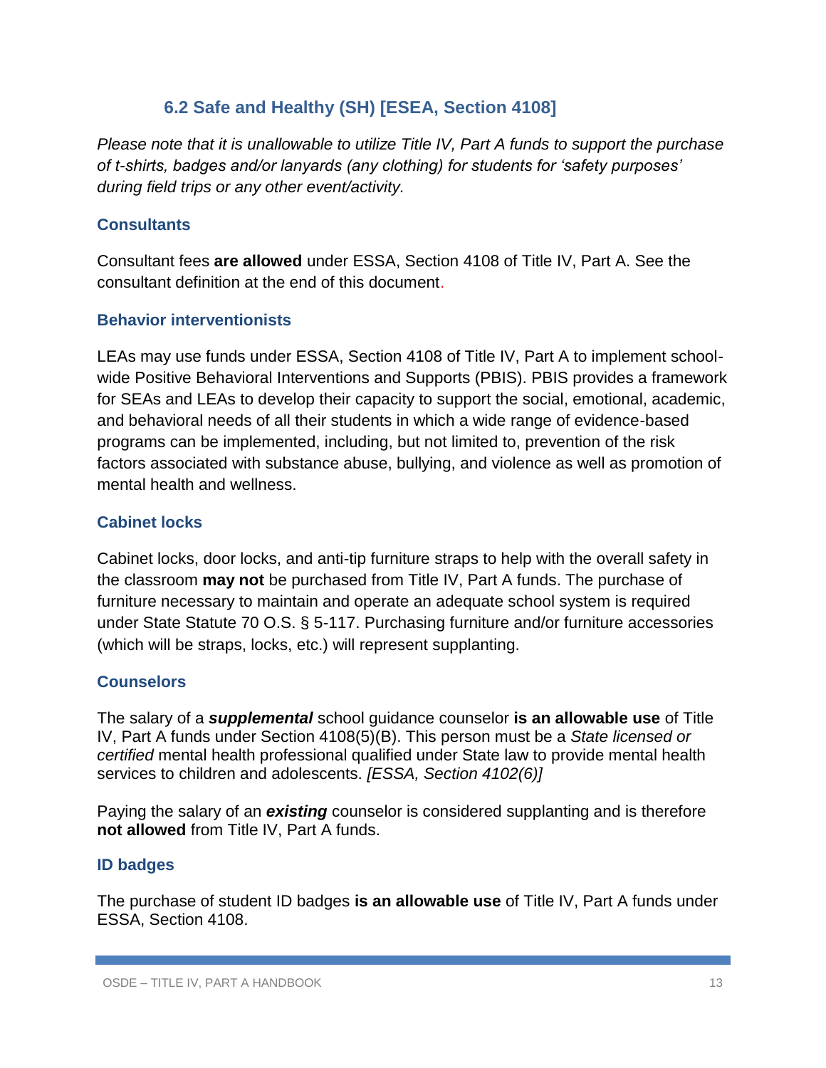## 6.2 Safe and Healthy (SH) [ESEA, Section 4108]

*Please note that it is unallowable to utilize Title IV, Part A funds to support the purchase of t-shirts, badges and/or lanyards (any clothing) for students for 'safety purposes' during field trips or any other event/activity.*

### Consultants

Consultant fees **are allowed** under ESSA, Section 4108 of Title IV, Part A. See the consultant definition at the end of this document.

### Behavior interventionists

LEAs may use funds under ESSA, Section 4108 of Title IV, Part A to implement school-wide Positive Behavioral Interventions and Supports (PBIS). PBIS provides a framework for SEAs and LEAs to develop their capacity to support the social, emotional, academic, and behavioral needs of all their students in which a wide range of evidence-based programs can be implemented, including, but not limited to, prevention of the risk factors associated with substance abuse, bullying, and violence as well as promotion of mental health and wellness.

### Cabinet locks

Cabinet locks, door locks, and anti-tip furniture straps to help with the overall safety in the classroom **may not** be purchased from Title IV, Part A funds. The purchase of furniture necessary to maintain and operate an adequate school system is required under State Statute 70 O.S. § 5-117. Purchasing furniture and/or furniture accessories (which will be straps, locks, etc.) will represent supplanting.

### Counselors

The salary of a ***supplemental*** school guidance counselor **is an allowable use** of Title IV, Part A funds under Section 4108(5)(B). This person must be a *State licensed or certified* mental health professional qualified under State law to provide mental health services to children and adolescents. *[ESSA, Section 4102(6)]*

Paying the salary of an ***existing*** counselor is considered supplanting and is therefore **not allowed** from Title IV, Part A funds.

### ID badges

The purchase of student ID badges **is an allowable use** of Title IV, Part A funds under ESSA, Section 4108.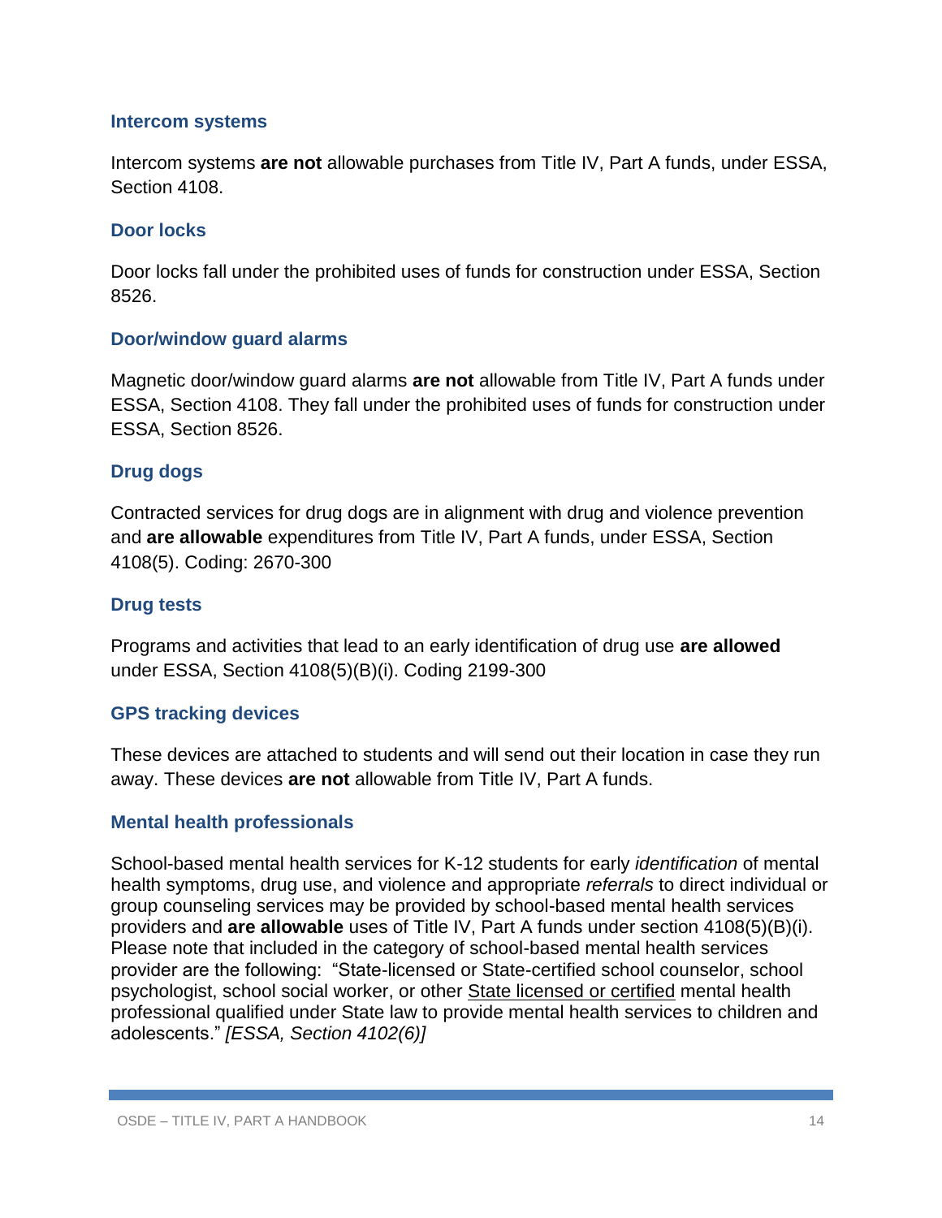### Intercom systems

Intercom systems **are not** allowable purchases from Title IV, Part A funds, under ESSA, Section 4108.

### Door locks

Door locks fall under the prohibited uses of funds for construction under ESSA, Section 8526.

### Door/window guard alarms

Magnetic door/window guard alarms **are not** allowable from Title IV, Part A funds under ESSA, Section 4108. They fall under the prohibited uses of funds for construction under ESSA, Section 8526.

### Drug dogs

Contracted services for drug dogs are in alignment with drug and violence prevention and **are allowable** expenditures from Title IV, Part A funds, under ESSA, Section 4108(5). Coding: 2670-300

### Drug tests

Programs and activities that lead to an early identification of drug use **are allowed** under ESSA, Section 4108(5)(B)(i). Coding 2199-300

### GPS tracking devices

These devices are attached to students and will send out their location in case they run away. These devices **are not** allowable from Title IV, Part A funds.

### Mental health professionals

School-based mental health services for K-12 students for early *identification* of mental health symptoms, drug use, and violence and appropriate *referrals* to direct individual or group counseling services may be provided by school-based mental health services providers and **are allowable** uses of Title IV, Part A funds under section 4108(5)(B)(i). Please note that included in the category of school-based mental health services provider are the following: "State-licensed or State-certified school counselor, school psychologist, school social worker, or other <u>State licensed or certified</u> mental health professional qualified under State law to provide mental health services to children and adolescents." *[ESSA, Section 4102(6)]*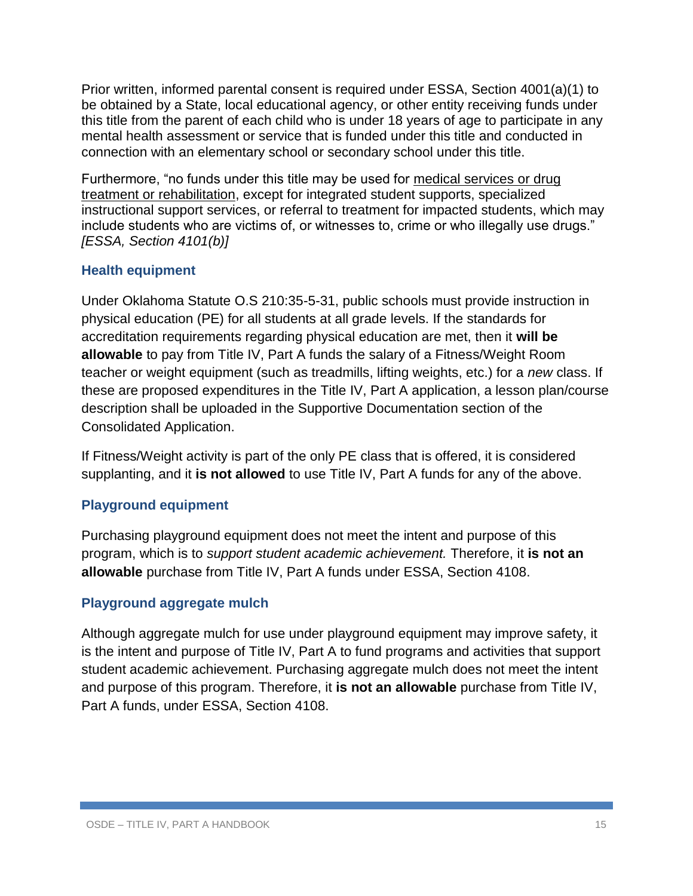Prior written, informed parental consent is required under ESSA, Section 4001(a)(1) to be obtained by a State, local educational agency, or other entity receiving funds under this title from the parent of each child who is under 18 years of age to participate in any mental health assessment or service that is funded under this title and conducted in connection with an elementary school or secondary school under this title.

Furthermore, "no funds under this title may be used for medical services or drug treatment or rehabilitation, except for integrated student supports, specialized instructional support services, or referral to treatment for impacted students, which may include students who are victims of, or witnesses to, crime or who illegally use drugs." *[ESSA, Section 4101(b)]*

### Health equipment

Under Oklahoma Statute O.S 210:35-5-31, public schools must provide instruction in physical education (PE) for all students at all grade levels. If the standards for accreditation requirements regarding physical education are met, then it **will be allowable** to pay from Title IV, Part A funds the salary of a Fitness/Weight Room teacher or weight equipment (such as treadmills, lifting weights, etc.) for a *new* class. If these are proposed expenditures in the Title IV, Part A application, a lesson plan/course description shall be uploaded in the Supportive Documentation section of the Consolidated Application.

If Fitness/Weight activity is part of the only PE class that is offered, it is considered supplanting, and it **is not allowed** to use Title IV, Part A funds for any of the above.

### Playground equipment

Purchasing playground equipment does not meet the intent and purpose of this program, which is to *support student academic achievement.* Therefore, it **is not an allowable** purchase from Title IV, Part A funds under ESSA, Section 4108.

### Playground aggregate mulch

Although aggregate mulch for use under playground equipment may improve safety, it is the intent and purpose of Title IV, Part A to fund programs and activities that support student academic achievement. Purchasing aggregate mulch does not meet the intent and purpose of this program. Therefore, it **is not an allowable** purchase from Title IV, Part A funds, under ESSA, Section 4108.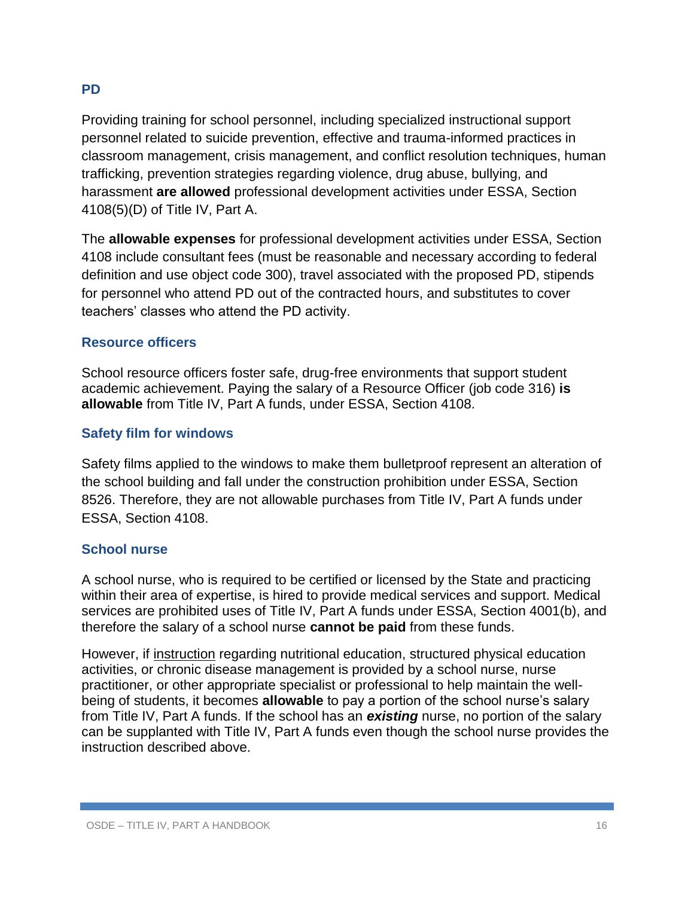### PD

Providing training for school personnel, including specialized instructional support personnel related to suicide prevention, effective and trauma-informed practices in classroom management, crisis management, and conflict resolution techniques, human trafficking, prevention strategies regarding violence, drug abuse, bullying, and harassment **are allowed** professional development activities under ESSA, Section 4108(5)(D) of Title IV, Part A.

The **allowable expenses** for professional development activities under ESSA, Section 4108 include consultant fees (must be reasonable and necessary according to federal definition and use object code 300), travel associated with the proposed PD, stipends for personnel who attend PD out of the contracted hours, and substitutes to cover teachers' classes who attend the PD activity.

### Resource officers

School resource officers foster safe, drug-free environments that support student academic achievement. Paying the salary of a Resource Officer (job code 316) **is allowable** from Title IV, Part A funds, under ESSA, Section 4108.

### Safety film for windows

Safety films applied to the windows to make them bulletproof represent an alteration of the school building and fall under the construction prohibition under ESSA, Section 8526. Therefore, they are not allowable purchases from Title IV, Part A funds under ESSA, Section 4108.

### School nurse

A school nurse, who is required to be certified or licensed by the State and practicing within their area of expertise, is hired to provide medical services and support. Medical services are prohibited uses of Title IV, Part A funds under ESSA, Section 4001(b), and therefore the salary of a school nurse **cannot be paid** from these funds.

However, if instruction regarding nutritional education, structured physical education activities, or chronic disease management is provided by a school nurse, nurse practitioner, or other appropriate specialist or professional to help maintain the well-being of students, it becomes **allowable** to pay a portion of the school nurse's salary from Title IV, Part A funds. If the school has an ***existing*** nurse, no portion of the salary can be supplanted with Title IV, Part A funds even though the school nurse provides the instruction described above.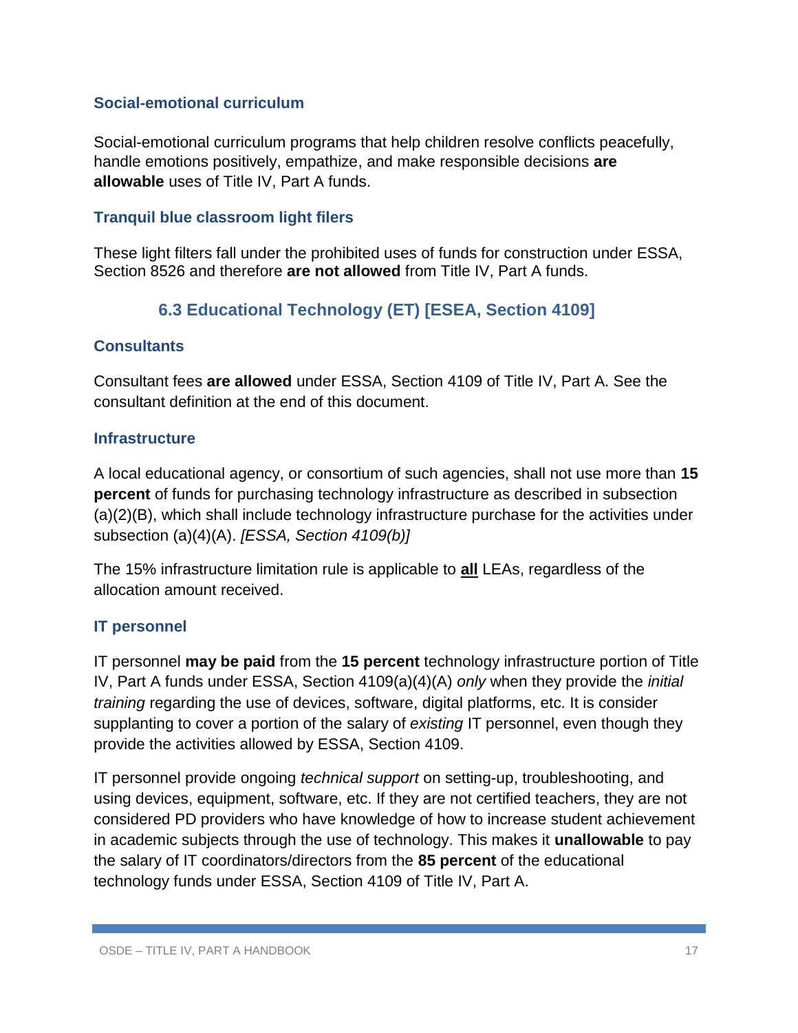### Social-emotional curriculum

Social-emotional curriculum programs that help children resolve conflicts peacefully, handle emotions positively, empathize, and make responsible decisions **are allowable** uses of Title IV, Part A funds.

### Tranquil blue classroom light filers

These light filters fall under the prohibited uses of funds for construction under ESSA, Section 8526 and therefore **are not allowed** from Title IV, Part A funds.

## 6.3 Educational Technology (ET) [ESEA, Section 4109]

### Consultants

Consultant fees **are allowed** under ESSA, Section 4109 of Title IV, Part A. See the consultant definition at the end of this document.

### Infrastructure

A local educational agency, or consortium of such agencies, shall not use more than **15 percent** of funds for purchasing technology infrastructure as described in subsection (a)(2)(B), which shall include technology infrastructure purchase for the activities under subsection (a)(4)(A). *[ESSA, Section 4109(b)]*

The 15% infrastructure limitation rule is applicable to **all** LEAs, regardless of the allocation amount received.

### IT personnel

IT personnel **may be paid** from the **15 percent** technology infrastructure portion of Title IV, Part A funds under ESSA, Section 4109(a)(4)(A) *only* when they provide the *initial training* regarding the use of devices, software, digital platforms, etc. It is consider supplanting to cover a portion of the salary of *existing* IT personnel, even though they provide the activities allowed by ESSA, Section 4109.

IT personnel provide ongoing *technical support* on setting-up, troubleshooting, and using devices, equipment, software, etc. If they are not certified teachers, they are not considered PD providers who have knowledge of how to increase student achievement in academic subjects through the use of technology. This makes it **unallowable** to pay the salary of IT coordinators/directors from the **85 percent** of the educational technology funds under ESSA, Section 4109 of Title IV, Part A.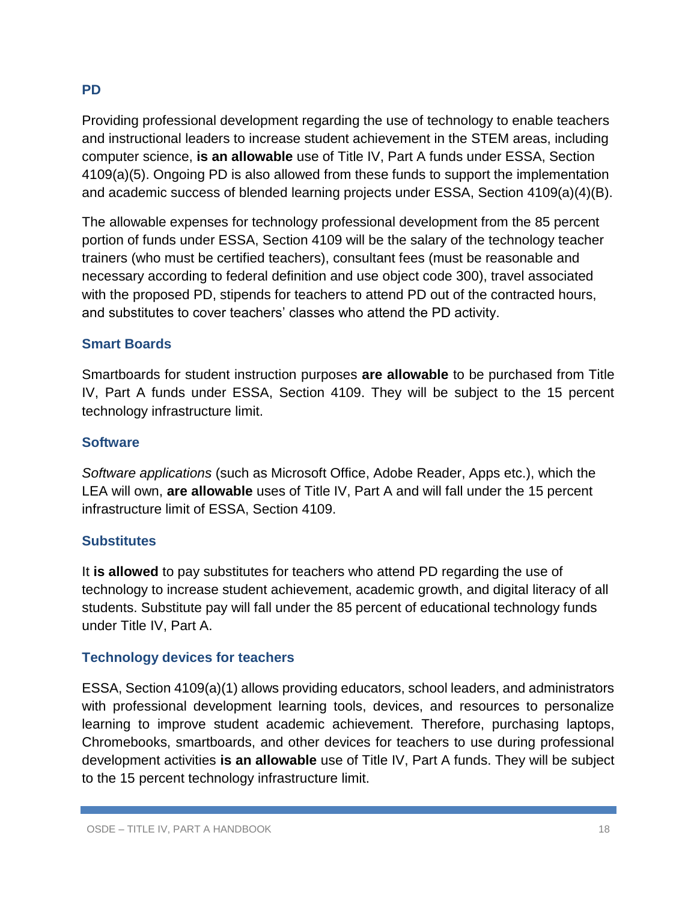### PD

Providing professional development regarding the use of technology to enable teachers and instructional leaders to increase student achievement in the STEM areas, including computer science, **is an allowable** use of Title IV, Part A funds under ESSA, Section 4109(a)(5). Ongoing PD is also allowed from these funds to support the implementation and academic success of blended learning projects under ESSA, Section 4109(a)(4)(B).

The allowable expenses for technology professional development from the 85 percent portion of funds under ESSA, Section 4109 will be the salary of the technology teacher trainers (who must be certified teachers), consultant fees (must be reasonable and necessary according to federal definition and use object code 300), travel associated with the proposed PD, stipends for teachers to attend PD out of the contracted hours, and substitutes to cover teachers' classes who attend the PD activity.

### Smart Boards

Smartboards for student instruction purposes **are allowable** to be purchased from Title IV, Part A funds under ESSA, Section 4109. They will be subject to the 15 percent technology infrastructure limit.

### Software

*Software applications* (such as Microsoft Office, Adobe Reader, Apps etc.), which the LEA will own, **are allowable** uses of Title IV, Part A and will fall under the 15 percent infrastructure limit of ESSA, Section 4109.

### Substitutes

It **is allowed** to pay substitutes for teachers who attend PD regarding the use of technology to increase student achievement, academic growth, and digital literacy of all students. Substitute pay will fall under the 85 percent of educational technology funds under Title IV, Part A.

### Technology devices for teachers

ESSA, Section 4109(a)(1) allows providing educators, school leaders, and administrators with professional development learning tools, devices, and resources to personalize learning to improve student academic achievement. Therefore, purchasing laptops, Chromebooks, smartboards, and other devices for teachers to use during professional development activities **is an allowable** use of Title IV, Part A funds. They will be subject to the 15 percent technology infrastructure limit.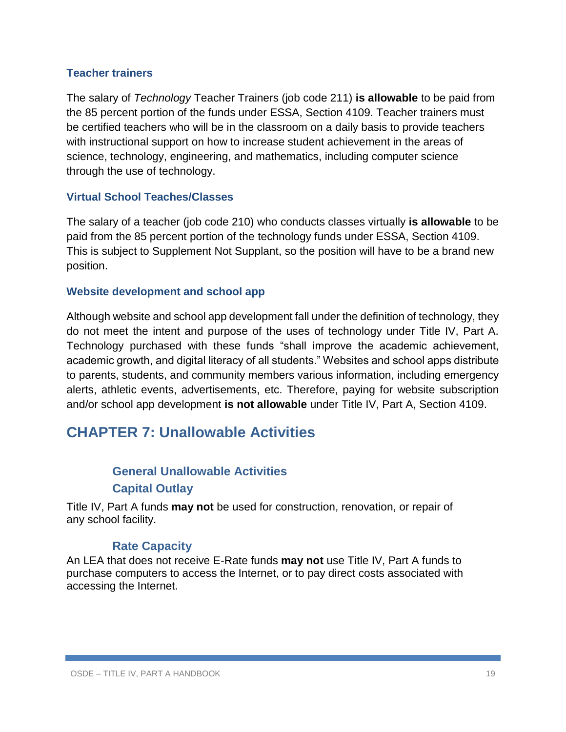### Teacher trainers

The salary of *Technology* Teacher Trainers (job code 211) **is allowable** to be paid from the 85 percent portion of the funds under ESSA, Section 4109. Teacher trainers must be certified teachers who will be in the classroom on a daily basis to provide teachers with instructional support on how to increase student achievement in the areas of science, technology, engineering, and mathematics, including computer science through the use of technology.

### Virtual School Teaches/Classes

The salary of a teacher (job code 210) who conducts classes virtually **is allowable** to be paid from the 85 percent portion of the technology funds under ESSA, Section 4109. This is subject to Supplement Not Supplant, so the position will have to be a brand new position.

### Website development and school app

Although website and school app development fall under the definition of technology, they do not meet the intent and purpose of the uses of technology under Title IV, Part A. Technology purchased with these funds "shall improve the academic achievement, academic growth, and digital literacy of all students." Websites and school apps distribute to parents, students, and community members various information, including emergency alerts, athletic events, advertisements, etc. Therefore, paying for website subscription and/or school app development **is not allowable** under Title IV, Part A, Section 4109.

## CHAPTER 7: Unallowable Activities

### General Unallowable Activities

### Capital Outlay

Title IV, Part A funds **may not** be used for construction, renovation, or repair of any school facility.

### Rate Capacity

An LEA that does not receive E-Rate funds **may not** use Title IV, Part A funds to purchase computers to access the Internet, or to pay direct costs associated with accessing the Internet.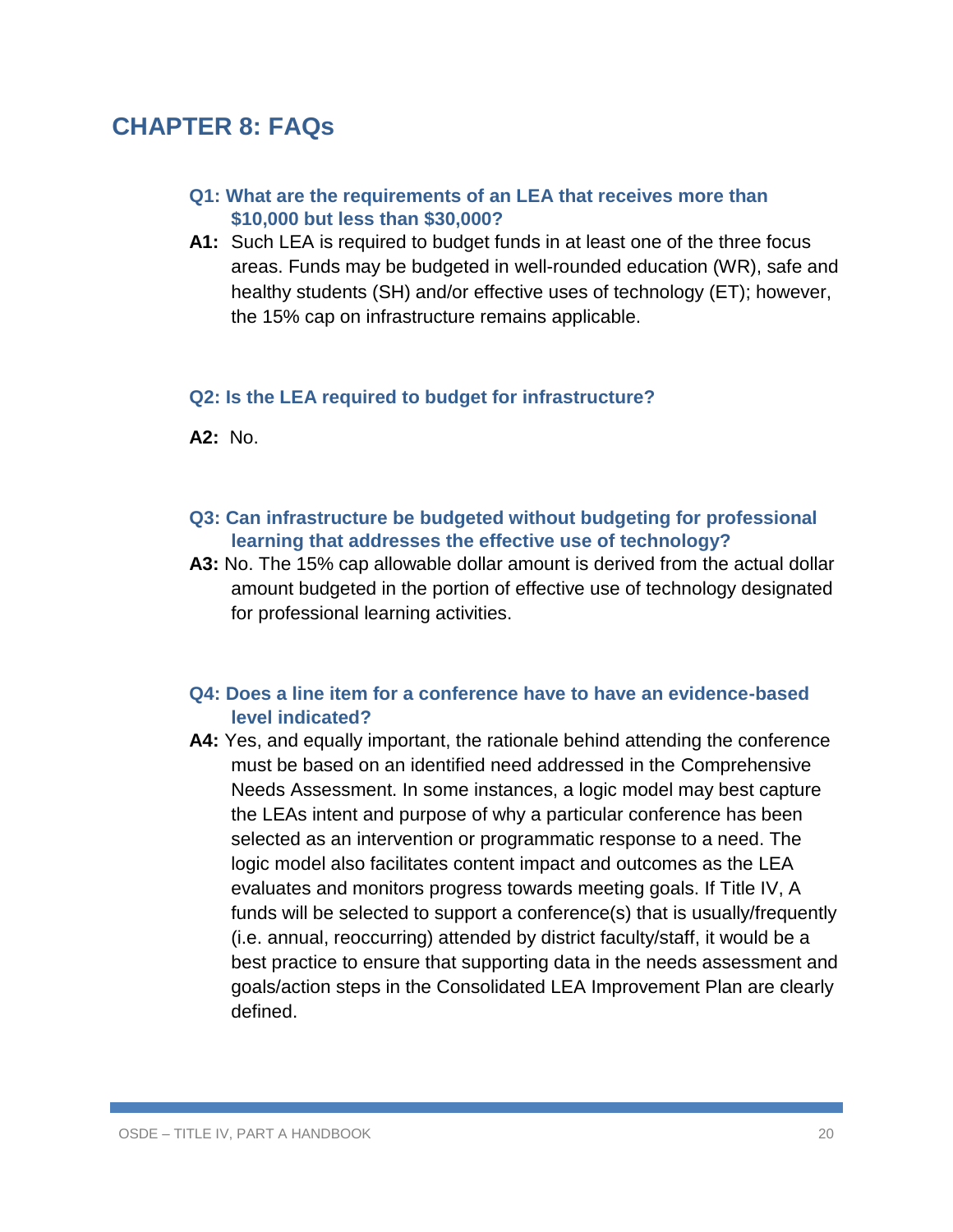# CHAPTER 8: FAQs

### Q1: What are the requirements of an LEA that receives more than $10,000 but less than $30,000?

**A1:** Such LEA is required to budget funds in at least one of the three focus areas. Funds may be budgeted in well-rounded education (WR), safe and healthy students (SH) and/or effective uses of technology (ET); however, the 15% cap on infrastructure remains applicable.

### Q2: Is the LEA required to budget for infrastructure?

**A2:** No.

### Q3: Can infrastructure be budgeted without budgeting for professional learning that addresses the effective use of technology?

**A3:** No. The 15% cap allowable dollar amount is derived from the actual dollar amount budgeted in the portion of effective use of technology designated for professional learning activities.

### Q4: Does a line item for a conference have to have an evidence-based level indicated?

**A4:** Yes, and equally important, the rationale behind attending the conference must be based on an identified need addressed in the Comprehensive Needs Assessment. In some instances, a logic model may best capture the LEAs intent and purpose of why a particular conference has been selected as an intervention or programmatic response to a need. The logic model also facilitates content impact and outcomes as the LEA evaluates and monitors progress towards meeting goals. If Title IV, A funds will be selected to support a conference(s) that is usually/frequently (i.e. annual, reoccurring) attended by district faculty/staff, it would be a best practice to ensure that supporting data in the needs assessment and goals/action steps in the Consolidated LEA Improvement Plan are clearly defined.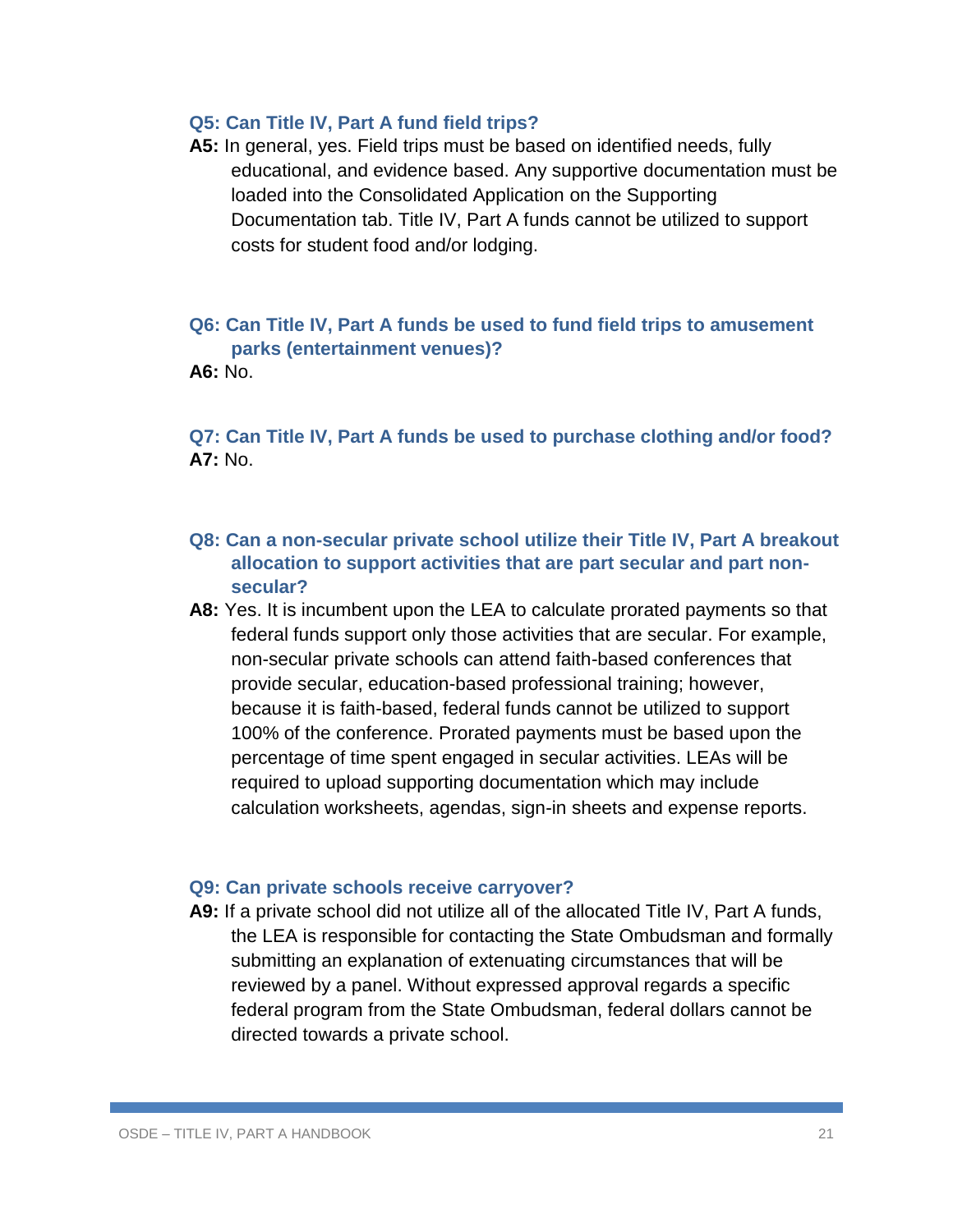### Q5: Can Title IV, Part A fund field trips?

**A5:** In general, yes. Field trips must be based on identified needs, fully educational, and evidence based. Any supportive documentation must be loaded into the Consolidated Application on the Supporting Documentation tab. Title IV, Part A funds cannot be utilized to support costs for student food and/or lodging.

### Q6: Can Title IV, Part A funds be used to fund field trips to amusement parks (entertainment venues)?

**A6:** No.

### Q7: Can Title IV, Part A funds be used to purchase clothing and/or food?

**A7:** No.

### Q8: Can a non-secular private school utilize their Title IV, Part A breakout allocation to support activities that are part secular and part non-secular?

**A8:** Yes. It is incumbent upon the LEA to calculate prorated payments so that federal funds support only those activities that are secular. For example, non-secular private schools can attend faith-based conferences that provide secular, education-based professional training; however, because it is faith-based, federal funds cannot be utilized to support 100% of the conference. Prorated payments must be based upon the percentage of time spent engaged in secular activities. LEAs will be required to upload supporting documentation which may include calculation worksheets, agendas, sign-in sheets and expense reports.

### Q9: Can private schools receive carryover?

**A9:** If a private school did not utilize all of the allocated Title IV, Part A funds, the LEA is responsible for contacting the State Ombudsman and formally submitting an explanation of extenuating circumstances that will be reviewed by a panel. Without expressed approval regards a specific federal program from the State Ombudsman, federal dollars cannot be directed towards a private school.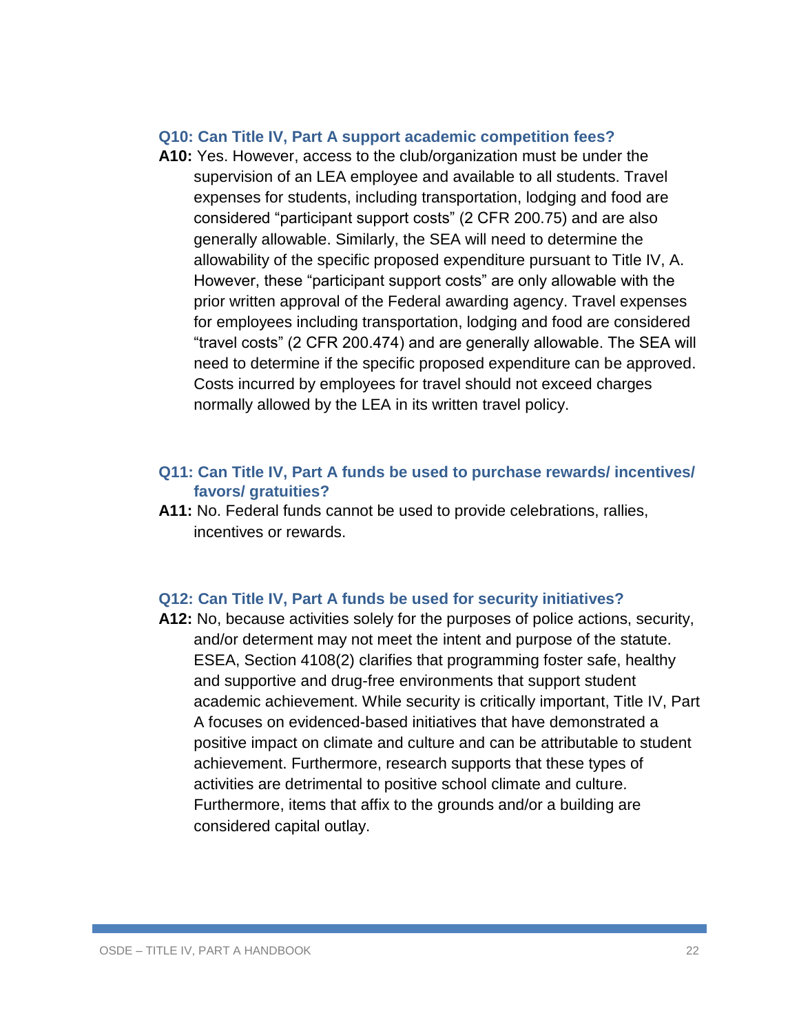### Q10: Can Title IV, Part A support academic competition fees?

**A10:** Yes. However, access to the club/organization must be under the supervision of an LEA employee and available to all students. Travel expenses for students, including transportation, lodging and food are considered "participant support costs" (2 CFR 200.75) and are also generally allowable. Similarly, the SEA will need to determine the allowability of the specific proposed expenditure pursuant to Title IV, A. However, these "participant support costs" are only allowable with the prior written approval of the Federal awarding agency. Travel expenses for employees including transportation, lodging and food are considered "travel costs" (2 CFR 200.474) and are generally allowable. The SEA will need to determine if the specific proposed expenditure can be approved. Costs incurred by employees for travel should not exceed charges normally allowed by the LEA in its written travel policy.

### Q11: Can Title IV, Part A funds be used to purchase rewards/ incentives/ favors/ gratuities?

**A11:** No. Federal funds cannot be used to provide celebrations, rallies, incentives or rewards.

### Q12: Can Title IV, Part A funds be used for security initiatives?

**A12:** No, because activities solely for the purposes of police actions, security, and/or determent may not meet the intent and purpose of the statute. ESEA, Section 4108(2) clarifies that programming foster safe, healthy and supportive and drug-free environments that support student academic achievement. While security is critically important, Title IV, Part A focuses on evidenced-based initiatives that have demonstrated a positive impact on climate and culture and can be attributable to student achievement. Furthermore, research supports that these types of activities are detrimental to positive school climate and culture. Furthermore, items that affix to the grounds and/or a building are considered capital outlay.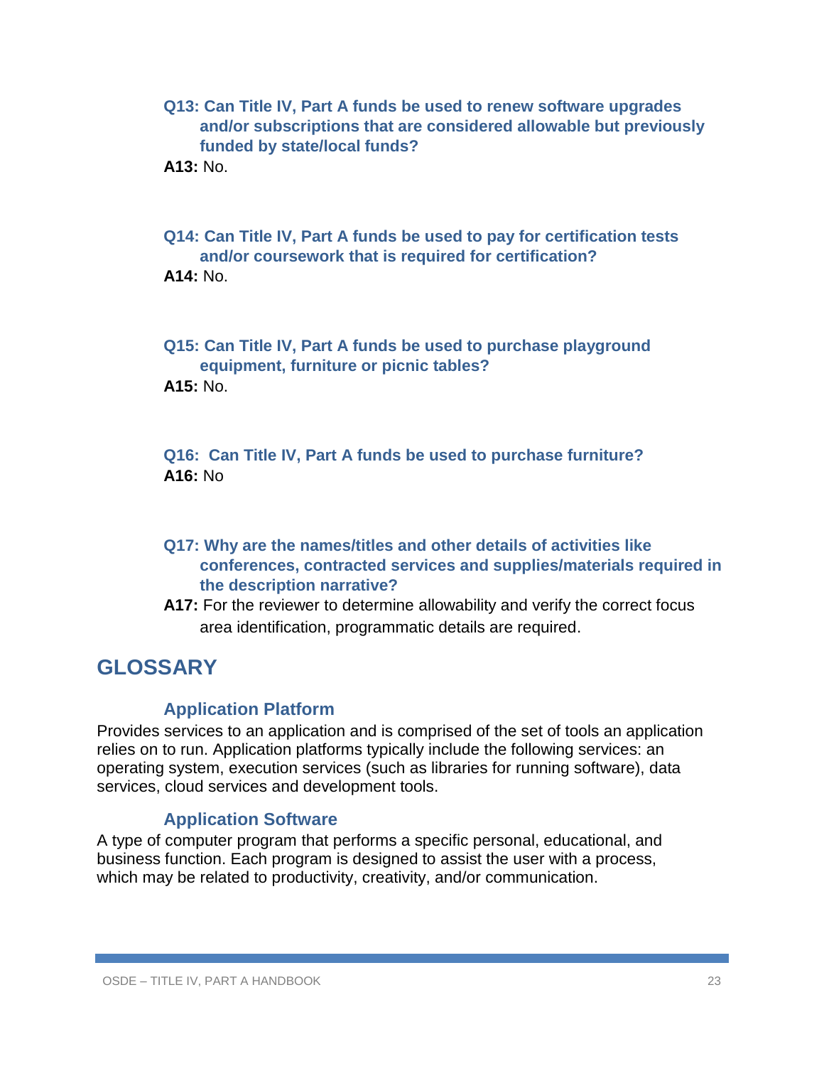**Q13: Can Title IV, Part A funds be used to renew software upgrades and/or subscriptions that are considered allowable but previously funded by state/local funds?**

**A13:** No.

**Q14: Can Title IV, Part A funds be used to pay for certification tests and/or coursework that is required for certification?**

**A14:** No.

**Q15: Can Title IV, Part A funds be used to purchase playground equipment, furniture or picnic tables?**

**A15:** No.

**Q16: Can Title IV, Part A funds be used to purchase furniture?**

**A16:** No

**Q17: Why are the names/titles and other details of activities like conferences, contracted services and supplies/materials required in the description narrative?**

**A17:** For the reviewer to determine allowability and verify the correct focus area identification, programmatic details are required.

# GLOSSARY

### Application Platform

Provides services to an application and is comprised of the set of tools an application relies on to run. Application platforms typically include the following services: an operating system, execution services (such as libraries for running software), data services, cloud services and development tools.

### Application Software

A type of computer program that performs a specific personal, educational, and business function. Each program is designed to assist the user with a process, which may be related to productivity, creativity, and/or communication.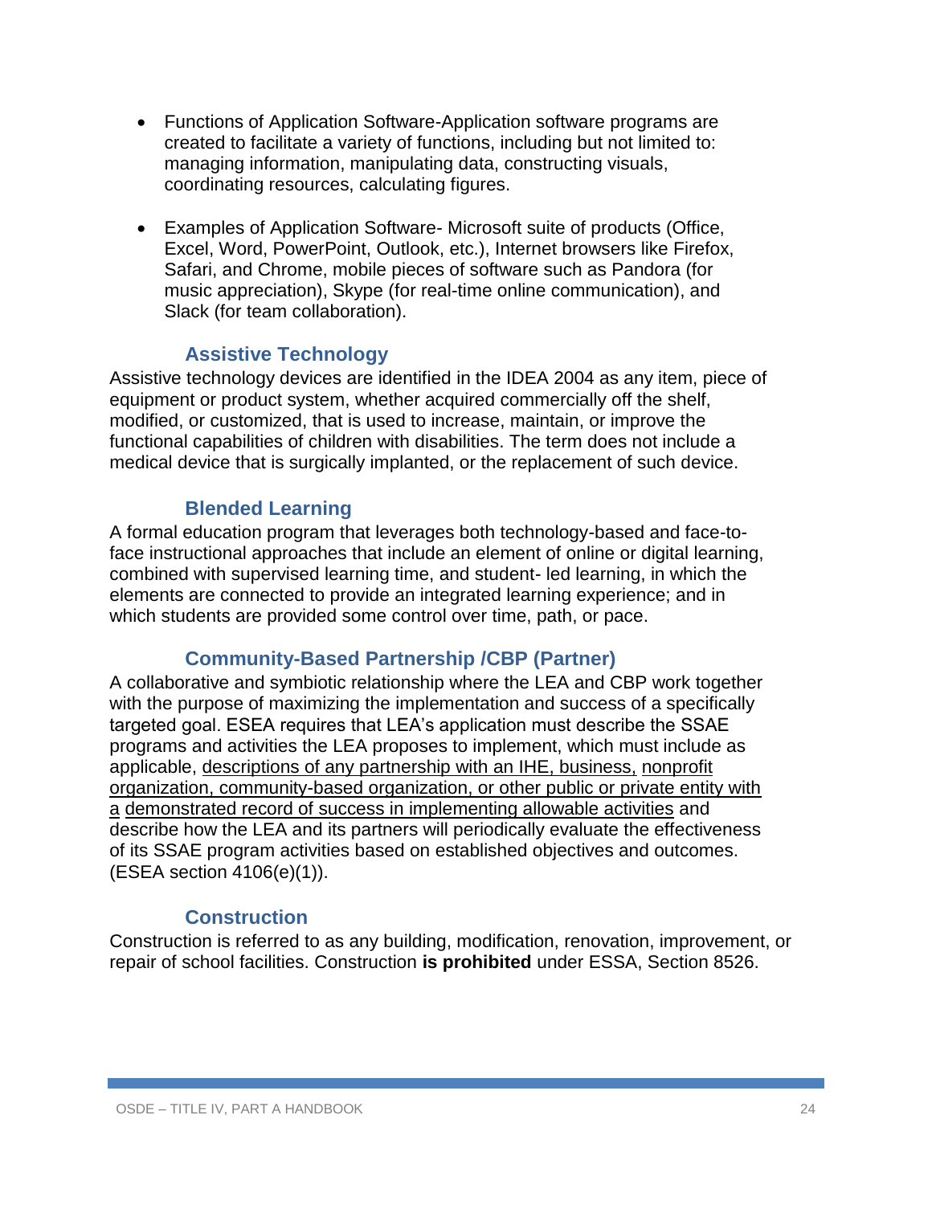- Functions of Application Software-Application software programs are created to facilitate a variety of functions, including but not limited to: managing information, manipulating data, constructing visuals, coordinating resources, calculating figures.

- Examples of Application Software- Microsoft suite of products (Office, Excel, Word, PowerPoint, Outlook, etc.), Internet browsers like Firefox, Safari, and Chrome, mobile pieces of software such as Pandora (for music appreciation), Skype (for real-time online communication), and Slack (for team collaboration).

### Assistive Technology

Assistive technology devices are identified in the IDEA 2004 as any item, piece of equipment or product system, whether acquired commercially off the shelf, modified, or customized, that is used to increase, maintain, or improve the functional capabilities of children with disabilities. The term does not include a medical device that is surgically implanted, or the replacement of such device.

### Blended Learning

A formal education program that leverages both technology-based and face-to-face instructional approaches that include an element of online or digital learning, combined with supervised learning time, and student- led learning, in which the elements are connected to provide an integrated learning experience; and in which students are provided some control over time, path, or pace.

### Community-Based Partnership /CBP (Partner)

A collaborative and symbiotic relationship where the LEA and CBP work together with the purpose of maximizing the implementation and success of a specifically targeted goal. ESEA requires that LEA's application must describe the SSAE programs and activities the LEA proposes to implement, which must include as applicable, descriptions of any partnership with an IHE, business, nonprofit organization, community-based organization, or other public or private entity with a demonstrated record of success in implementing allowable activities and describe how the LEA and its partners will periodically evaluate the effectiveness of its SSAE program activities based on established objectives and outcomes. (ESEA section 4106(e)(1)).

### Construction

Construction is referred to as any building, modification, renovation, improvement, or repair of school facilities. Construction **is prohibited** under ESSA, Section 8526.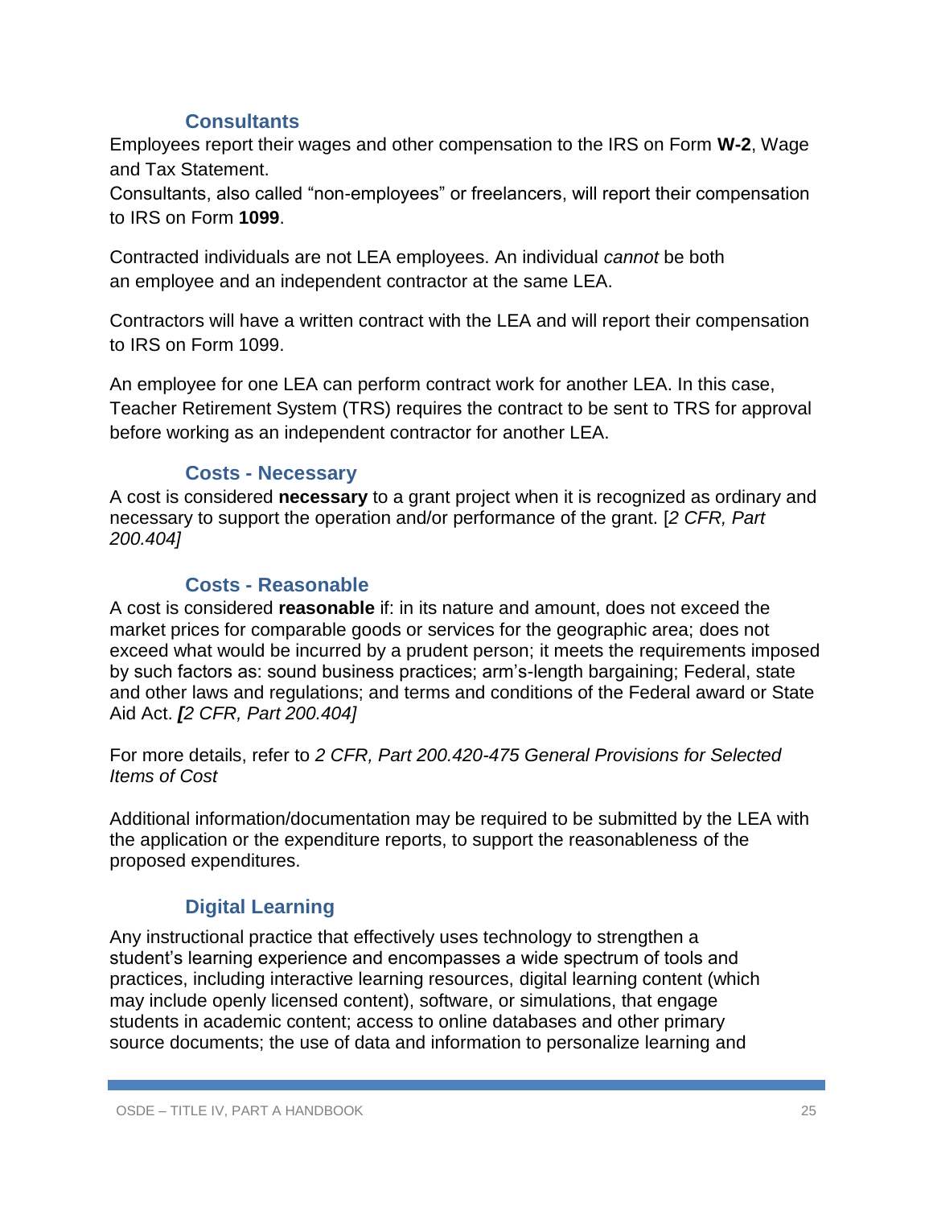### Consultants

Employees report their wages and other compensation to the IRS on Form **W-2**, Wage and Tax Statement.
Consultants, also called "non-employees" or freelancers, will report their compensation to IRS on Form **1099**.

Contracted individuals are not LEA employees. An individual *cannot* be both an employee and an independent contractor at the same LEA.

Contractors will have a written contract with the LEA and will report their compensation to IRS on Form 1099.

An employee for one LEA can perform contract work for another LEA. In this case, Teacher Retirement System (TRS) requires the contract to be sent to TRS for approval before working as an independent contractor for another LEA.

### Costs - Necessary

A cost is considered **necessary** to a grant project when it is recognized as ordinary and necessary to support the operation and/or performance of the grant. [*2 CFR, Part 200.404]*

### Costs - Reasonable

A cost is considered **reasonable** if: in its nature and amount, does not exceed the market prices for comparable goods or services for the geographic area; does not exceed what would be incurred by a prudent person; it meets the requirements imposed by such factors as: sound business practices; arm's-length bargaining; Federal, state and other laws and regulations; and terms and conditions of the Federal award or State Aid Act. ***[****2 CFR, Part 200.404]*

For more details, refer to *2 CFR, Part 200.420-475 General Provisions for Selected Items of Cost*

Additional information/documentation may be required to be submitted by the LEA with the application or the expenditure reports, to support the reasonableness of the proposed expenditures.

### Digital Learning

Any instructional practice that effectively uses technology to strengthen a student's learning experience and encompasses a wide spectrum of tools and practices, including interactive learning resources, digital learning content (which may include openly licensed content), software, or simulations, that engage students in academic content; access to online databases and other primary source documents; the use of data and information to personalize learning and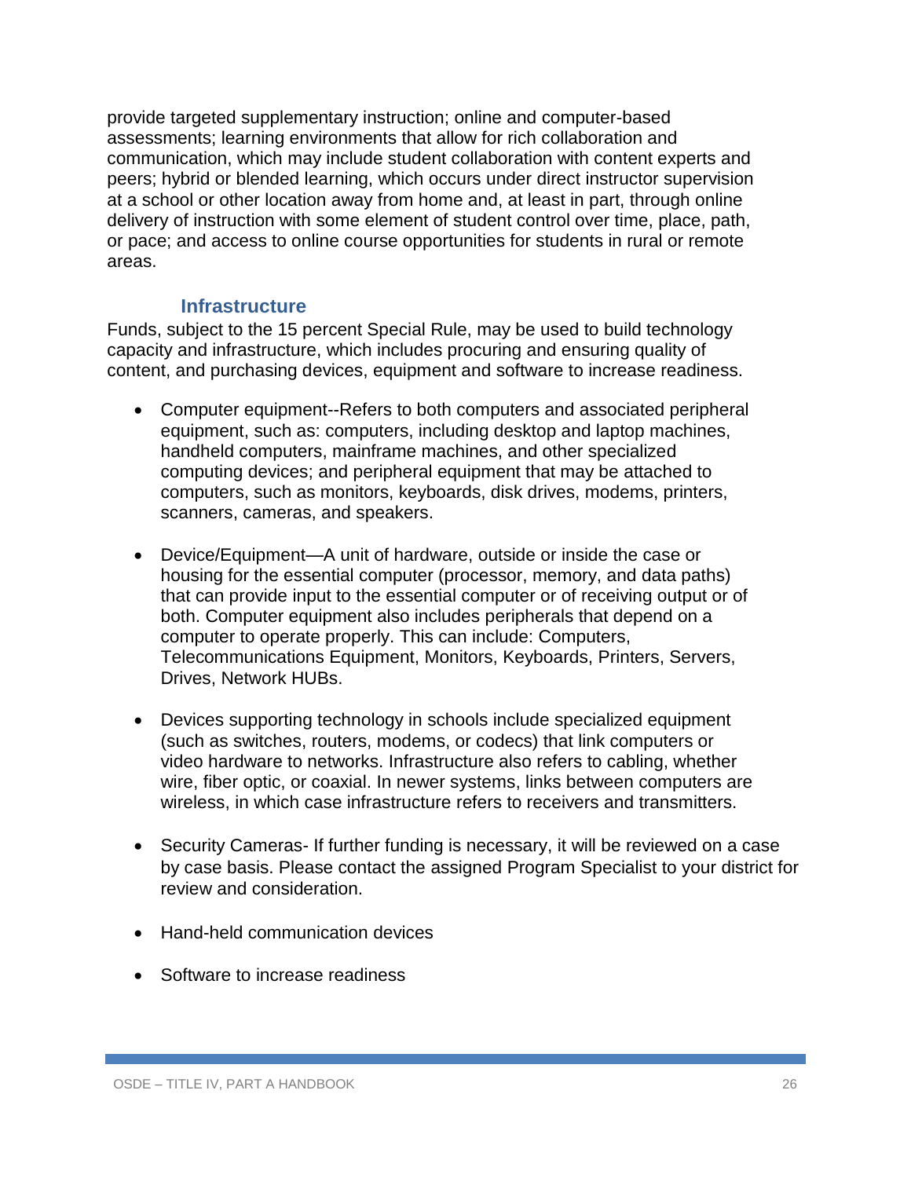provide targeted supplementary instruction; online and computer-based assessments; learning environments that allow for rich collaboration and communication, which may include student collaboration with content experts and peers; hybrid or blended learning, which occurs under direct instructor supervision at a school or other location away from home and, at least in part, through online delivery of instruction with some element of student control over time, place, path, or pace; and access to online course opportunities for students in rural or remote areas.

### Infrastructure

Funds, subject to the 15 percent Special Rule, may be used to build technology capacity and infrastructure, which includes procuring and ensuring quality of content, and purchasing devices, equipment and software to increase readiness.

- Computer equipment--Refers to both computers and associated peripheral equipment, such as: computers, including desktop and laptop machines, handheld computers, mainframe machines, and other specialized computing devices; and peripheral equipment that may be attached to computers, such as monitors, keyboards, disk drives, modems, printers, scanners, cameras, and speakers.

- Device/Equipment—A unit of hardware, outside or inside the case or housing for the essential computer (processor, memory, and data paths) that can provide input to the essential computer or of receiving output or of both. Computer equipment also includes peripherals that depend on a computer to operate properly. This can include: Computers, Telecommunications Equipment, Monitors, Keyboards, Printers, Servers, Drives, Network HUBs.

- Devices supporting technology in schools include specialized equipment (such as switches, routers, modems, or codecs) that link computers or video hardware to networks. Infrastructure also refers to cabling, whether wire, fiber optic, or coaxial. In newer systems, links between computers are wireless, in which case infrastructure refers to receivers and transmitters.

- Security Cameras- If further funding is necessary, it will be reviewed on a case by case basis. Please contact the assigned Program Specialist to your district for review and consideration.

- Hand-held communication devices

- Software to increase readiness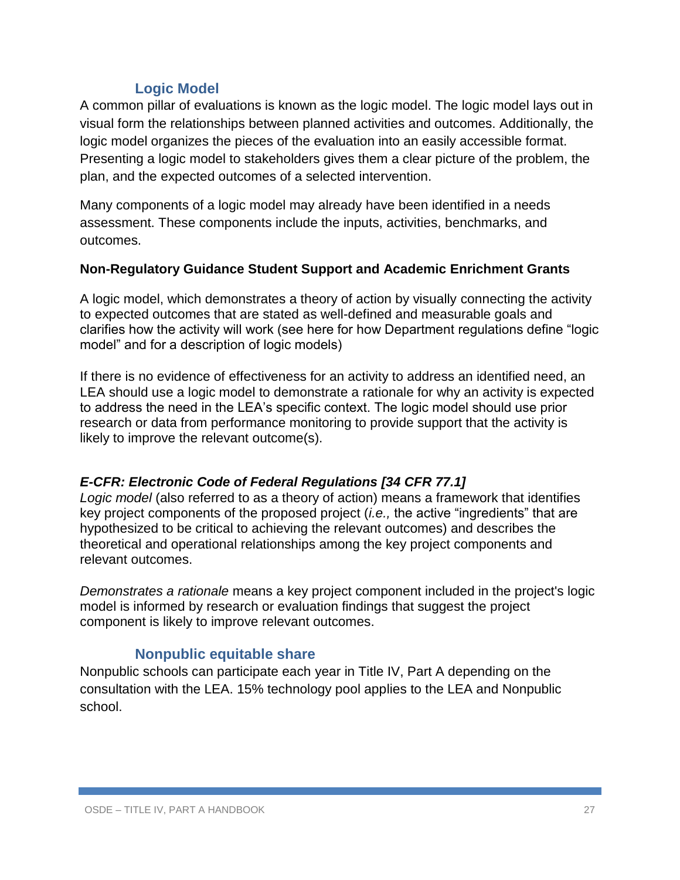### Logic Model

A common pillar of evaluations is known as the logic model. The logic model lays out in visual form the relationships between planned activities and outcomes. Additionally, the logic model organizes the pieces of the evaluation into an easily accessible format. Presenting a logic model to stakeholders gives them a clear picture of the problem, the plan, and the expected outcomes of a selected intervention.

Many components of a logic model may already have been identified in a needs assessment. These components include the inputs, activities, benchmarks, and outcomes.

**Non-Regulatory Guidance Student Support and Academic Enrichment Grants**

A logic model, which demonstrates a theory of action by visually connecting the activity to expected outcomes that are stated as well-defined and measurable goals and clarifies how the activity will work (see here for how Department regulations define "logic model" and for a description of logic models)

If there is no evidence of effectiveness for an activity to address an identified need, an LEA should use a logic model to demonstrate a rationale for why an activity is expected to address the need in the LEA's specific context. The logic model should use prior research or data from performance monitoring to provide support that the activity is likely to improve the relevant outcome(s).

***E-CFR: Electronic Code of Federal Regulations [34 CFR 77.1]***

*Logic model* (also referred to as a theory of action) means a framework that identifies key project components of the proposed project (*i.e.,* the active "ingredients" that are hypothesized to be critical to achieving the relevant outcomes) and describes the theoretical and operational relationships among the key project components and relevant outcomes.

*Demonstrates a rationale* means a key project component included in the project's logic model is informed by research or evaluation findings that suggest the project component is likely to improve relevant outcomes.

### Nonpublic equitable share

Nonpublic schools can participate each year in Title IV, Part A depending on the consultation with the LEA. 15% technology pool applies to the LEA and Nonpublic school.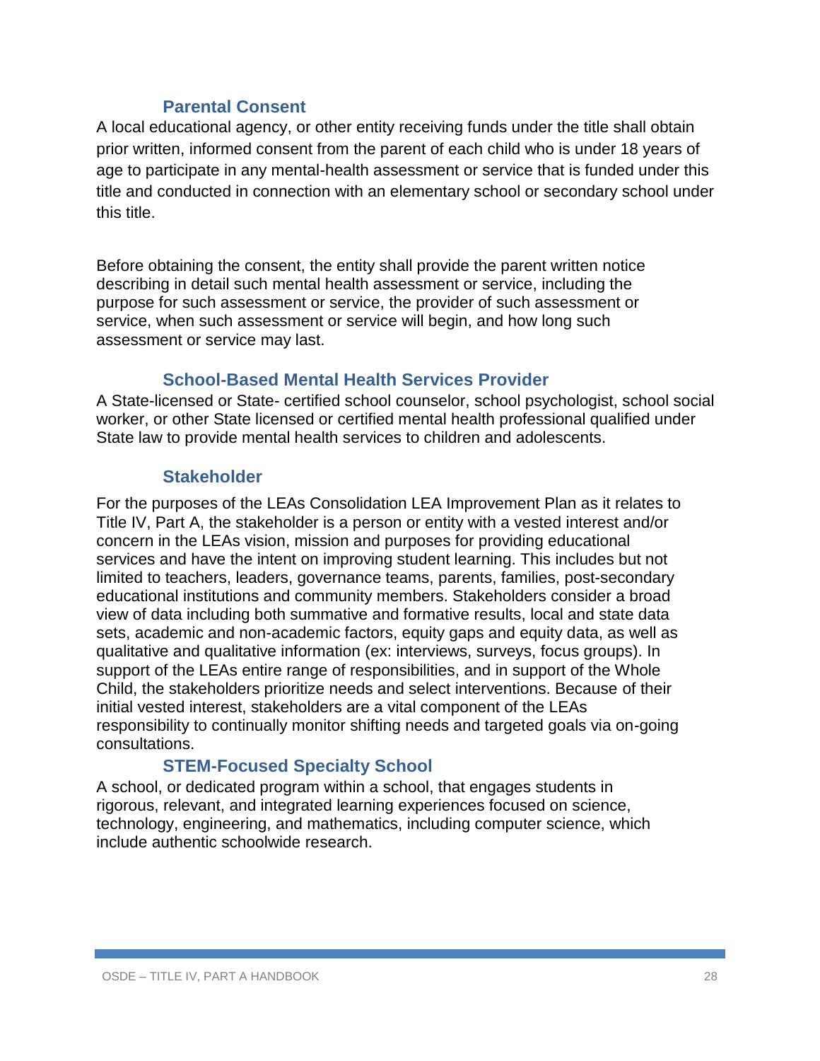### Parental Consent

A local educational agency, or other entity receiving funds under the title shall obtain prior written, informed consent from the parent of each child who is under 18 years of age to participate in any mental-health assessment or service that is funded under this title and conducted in connection with an elementary school or secondary school under this title.

Before obtaining the consent, the entity shall provide the parent written notice describing in detail such mental health assessment or service, including the purpose for such assessment or service, the provider of such assessment or service, when such assessment or service will begin, and how long such assessment or service may last.

### School-Based Mental Health Services Provider

A State-licensed or State- certified school counselor, school psychologist, school social worker, or other State licensed or certified mental health professional qualified under State law to provide mental health services to children and adolescents.

### Stakeholder

For the purposes of the LEAs Consolidation LEA Improvement Plan as it relates to Title IV, Part A, the stakeholder is a person or entity with a vested interest and/or concern in the LEAs vision, mission and purposes for providing educational services and have the intent on improving student learning. This includes but not limited to teachers, leaders, governance teams, parents, families, post-secondary educational institutions and community members. Stakeholders consider a broad view of data including both summative and formative results, local and state data sets, academic and non-academic factors, equity gaps and equity data, as well as qualitative and qualitative information (ex: interviews, surveys, focus groups). In support of the LEAs entire range of responsibilities, and in support of the Whole Child, the stakeholders prioritize needs and select interventions. Because of their initial vested interest, stakeholders are a vital component of the LEAs responsibility to continually monitor shifting needs and targeted goals via on-going consultations.

### STEM-Focused Specialty School

A school, or dedicated program within a school, that engages students in rigorous, relevant, and integrated learning experiences focused on science, technology, engineering, and mathematics, including computer science, which include authentic schoolwide research.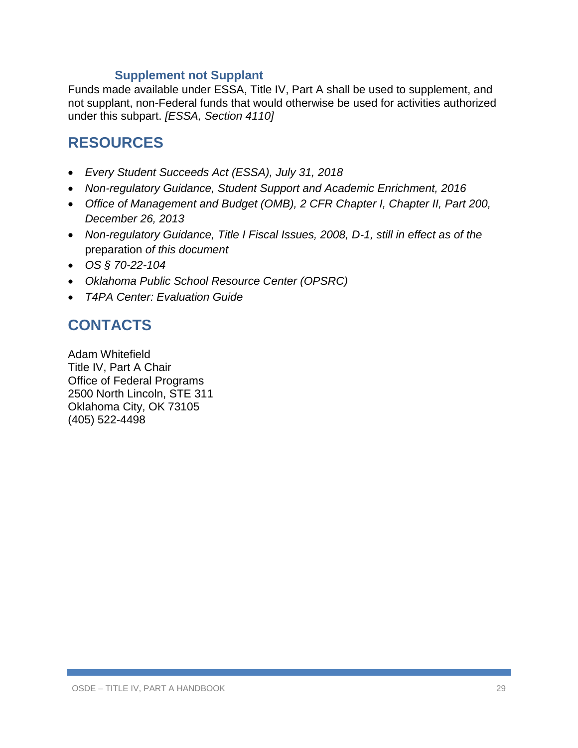### Supplement not Supplant

Funds made available under ESSA, Title IV, Part A shall be used to supplement, and not supplant, non-Federal funds that would otherwise be used for activities authorized under this subpart. *[ESSA, Section 4110]*

## RESOURCES

- *Every Student Succeeds Act (ESSA), July 31, 2018*
- *Non-regulatory Guidance, Student Support and Academic Enrichment, 2016*
- *Office of Management and Budget (OMB), 2 CFR Chapter I, Chapter II, Part 200, December 26, 2013*
- *Non-regulatory Guidance, Title I Fiscal Issues, 2008, D-1, still in effect as of the* preparation *of this document*
- *OS § 70-22-104*
- *Oklahoma Public School Resource Center (OPSRC)*
- *T4PA Center: Evaluation Guide*

## CONTACTS

Adam Whitefield
Title IV, Part A Chair
Office of Federal Programs
2500 North Lincoln, STE 311
Oklahoma City, OK 73105
(405) 522-4498